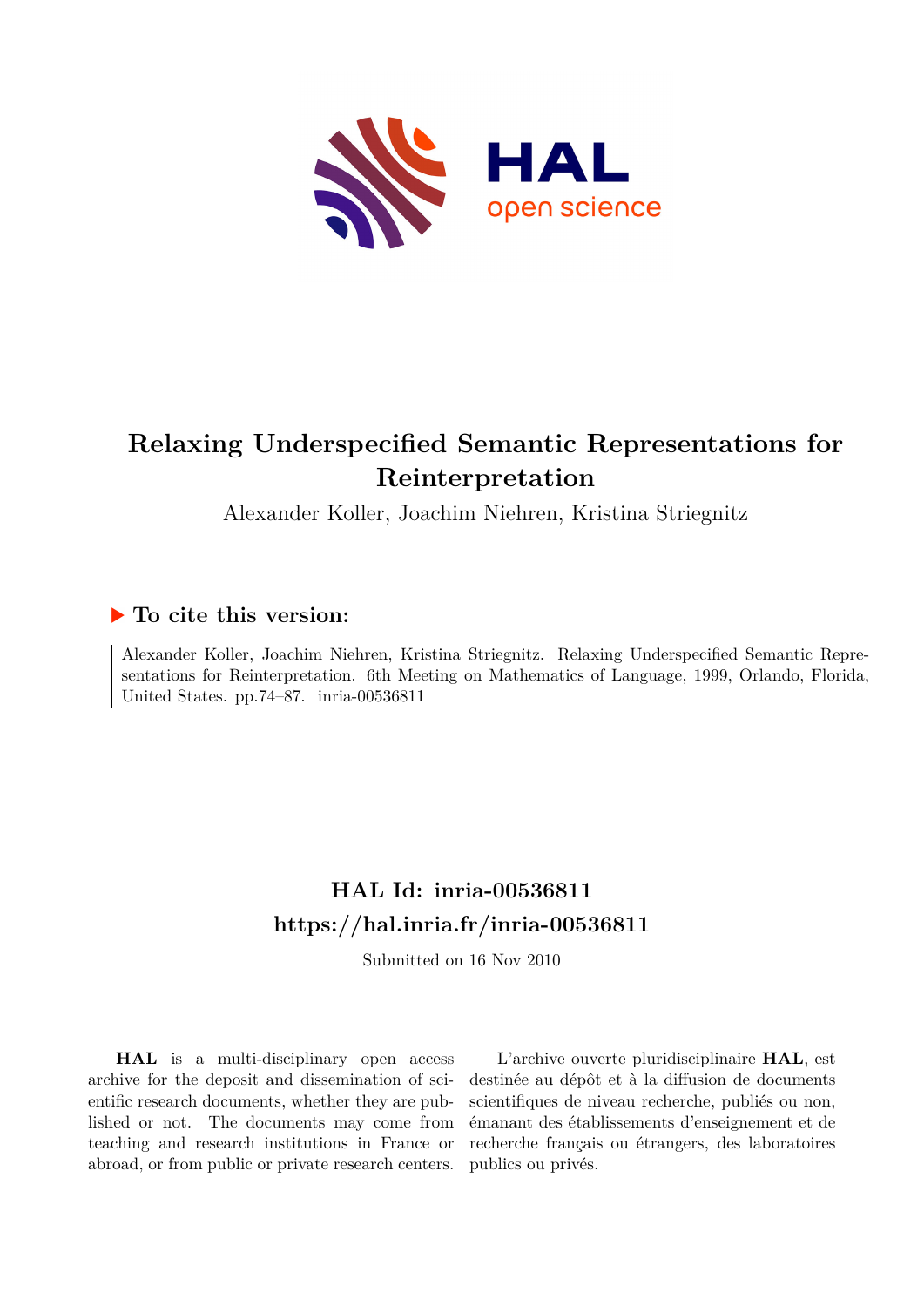# Relaxing Underspecified Semantic Representations for Reinterpretation

Alexander Koller, Joachim Niehren, Kristina Striegnitz

## ▶ To cite this version:

Alexander Koller, Joachim Niehren, Kristina Striegnitz. Relaxing Underspecified Semantic Representations for Reinterpretation. 6th Meeting on Mathematics of Language, 1999, Orlando, Florida, United States. pp.74–87. inria-00536811

## HAL Id: inria-00536811

## https://hal.inria.fr/inria-00536811

Submitted on 16 Nov 2010

**HAL** is a multi-disciplinary open access archive for the deposit and dissemination of scientific research documents, whether they are published or not. The documents may come from teaching and research institutions in France or abroad, or from public or private research centers.

L'archive ouverte pluridisciplinaire **HAL**, est destinée au dépôt et à la diffusion de documents scientifiques de niveau recherche, publiés ou non, émanant des établissements d'enseignement et de recherche français ou étrangers, des laboratoires publics ou privés.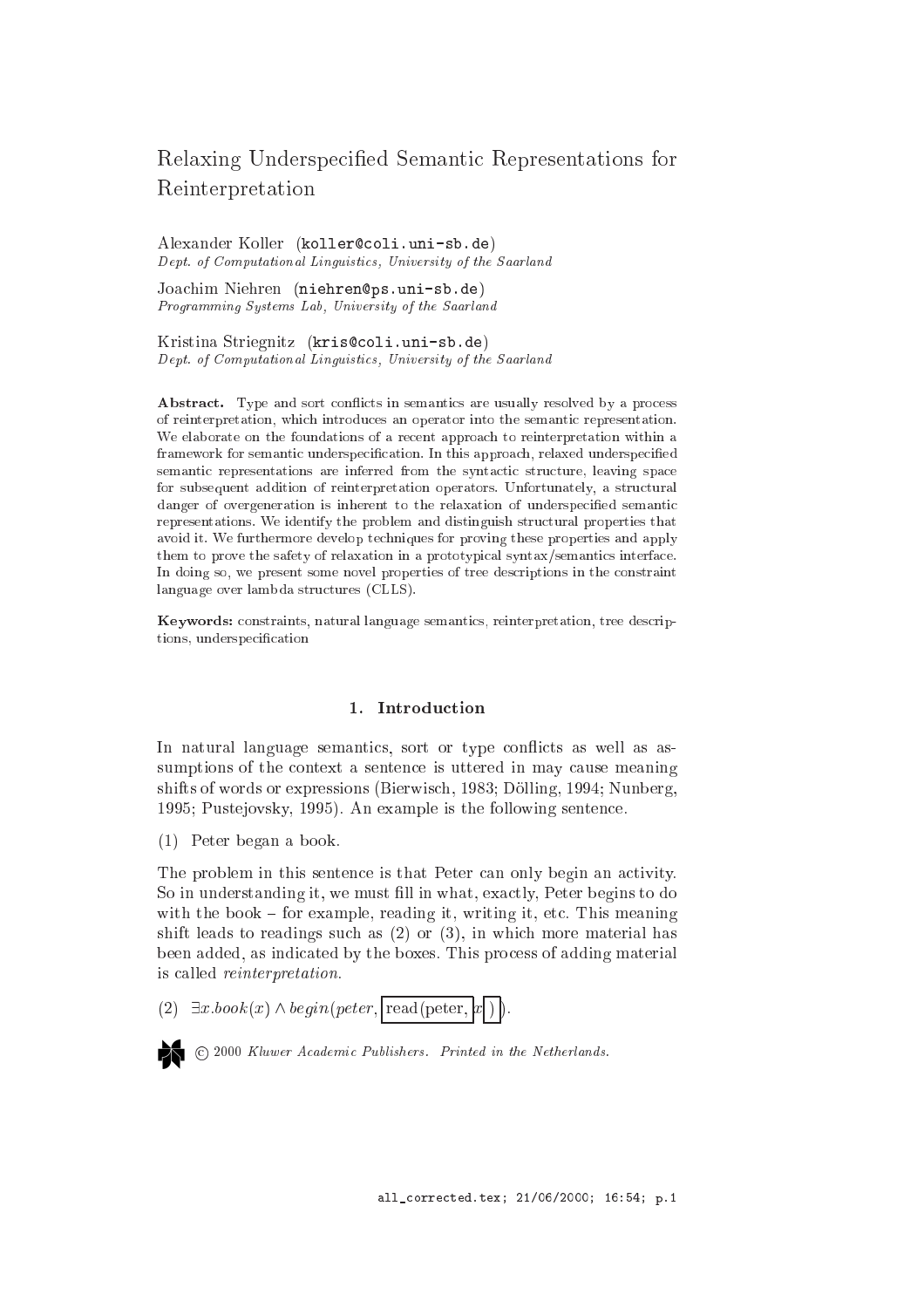# Relaxing Underspecified Semantic Representations for Reinterpretation

Alexander Koller (koller@coli.uni-sb.de)
*Dept. of Computational Linguistics, University of the Saarland*

Joachim Niehren (niehren@ps.uni-sb.de)
*Programming Systems Lab, University of the Saarland*

Kristina Striegnitz (kris@coli.uni-sb.de)
*Dept. of Computational Linguistics, University of the Saarland*

**Abstract.** Type and sort conflicts in semantics are usually resolved by a process of reinterpretation, which introduces an operator into the semantic representation. We elaborate on the foundations of a recent approach to reinterpretation within a framework for semantic underspecification. In this approach, relaxed underspecified semantic representations are inferred from the syntactic structure, leaving space for subsequent addition of reinterpretation operators. Unfortunately, a structural danger of overgeneration is inherent to the relaxation of underspecified semantic representations. We identify the problem and distinguish structural properties that avoid it. We furthermore develop techniques for proving these properties and apply them to prove the safety of relaxation in a prototypical syntax/semantics interface. In doing so, we present some novel properties of tree descriptions in the constraint language over lambda structures (CLLS).

**Keywords:** constraints, natural language semantics, reinterpretation, tree descriptions, underspecification

## 1. Introduction

In natural language semantics, sort or type conflicts as well as assumptions of the context a sentence is uttered in may cause meaning shifts of words or expressions (Bierwisch, 1983; Dölling, 1994; Nunberg, 1995; Pustejovsky, 1995). An example is the following sentence.

(1) Peter began a book.

The problem in this sentence is that Peter can only begin an activity. So in understanding it, we must fill in what, exactly, Peter begins to do with the book – for example, reading it, writing it, etc. This meaning shift leads to readings such as (2) or (3), in which more material has been added, as indicated by the boxes. This process of adding material is called *reinterpretation*.

(2) $\exists x.book(x) \wedge begin(peter, \boxed{\text{read(peter, } \boxed{x} \text{)}})$.

© 2000 *Kluwer Academic Publishers. Printed in the Netherlands.*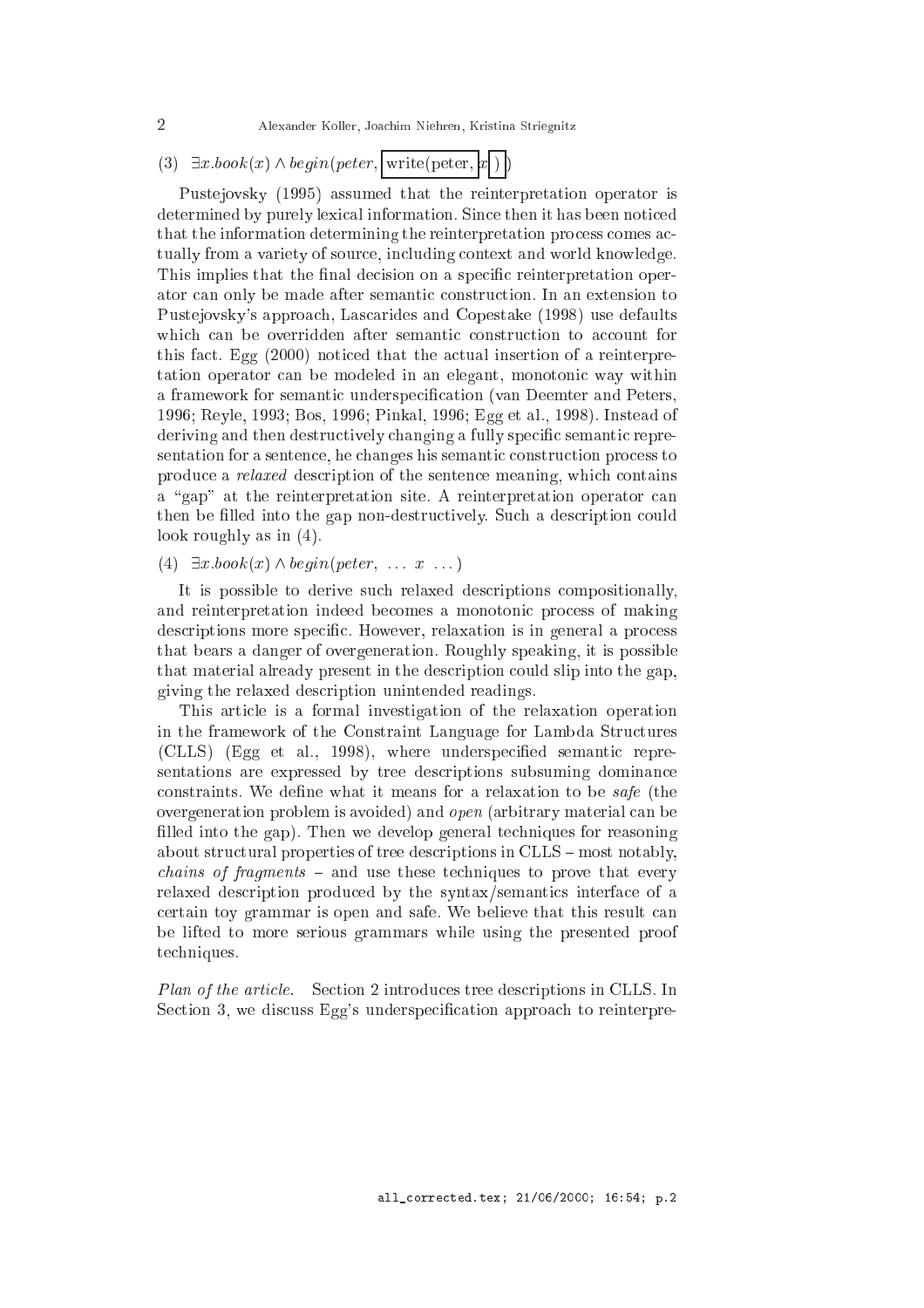(3) $\exists x.book(x) \wedge begin(peter, \boxed{\text{write(peter, } \boxed{x} \text{ )}})$

Pustejovsky (1995) assumed that the reinterpretation operator is determined by purely lexical information. Since then it has been noticed that the information determining the reinterpretation process comes actually from a variety of source, including context and world knowledge. This implies that the final decision on a specific reinterpretation operator can only be made after semantic construction. In an extension to Pustejovsky's approach, Lascarides and Copestake (1998) use defaults which can be overridden after semantic construction to account for this fact. Egg (2000) noticed that the actual insertion of a reinterpretation operator can be modeled in an elegant, monotonic way within a framework for semantic underspecification (van Deemter and Peters, 1996; Reyle, 1993; Bos, 1996; Pinkal, 1996; Egg et al., 1998). Instead of deriving and then destructively changing a fully specific semantic representation for a sentence, he changes his semantic construction process to produce a *relaxed* description of the sentence meaning, which contains a "gap" at the reinterpretation site. A reinterpretation operator can then be filled into the gap non-destructively. Such a description could look roughly as in (4).

(4) $\exists x.book(x) \wedge begin(peter, \ \ldots \ x \ \ldots)$

It is possible to derive such relaxed descriptions compositionally, and reinterpretation indeed becomes a monotonic process of making descriptions more specific. However, relaxation is in general a process that bears a danger of overgeneration. Roughly speaking, it is possible that material already present in the description could slip into the gap, giving the relaxed description unintended readings.

This article is a formal investigation of the relaxation operation in the framework of the Constraint Language for Lambda Structures (CLLS) (Egg et al., 1998), where underspecified semantic representations are expressed by tree descriptions subsuming dominance constraints. We define what it means for a relaxation to be *safe* (the overgeneration problem is avoided) and *open* (arbitrary material can be filled into the gap). Then we develop general techniques for reasoning about structural properties of tree descriptions in CLLS – most notably, *chains of fragments* – and use these techniques to prove that every relaxed description produced by the syntax/semantics interface of a certain toy grammar is open and safe. We believe that this result can be lifted to more serious grammars while using the presented proof techniques.

*Plan of the article.* Section 2 introduces tree descriptions in CLLS. In Section 3, we discuss Egg's underspecification approach to reinterpre-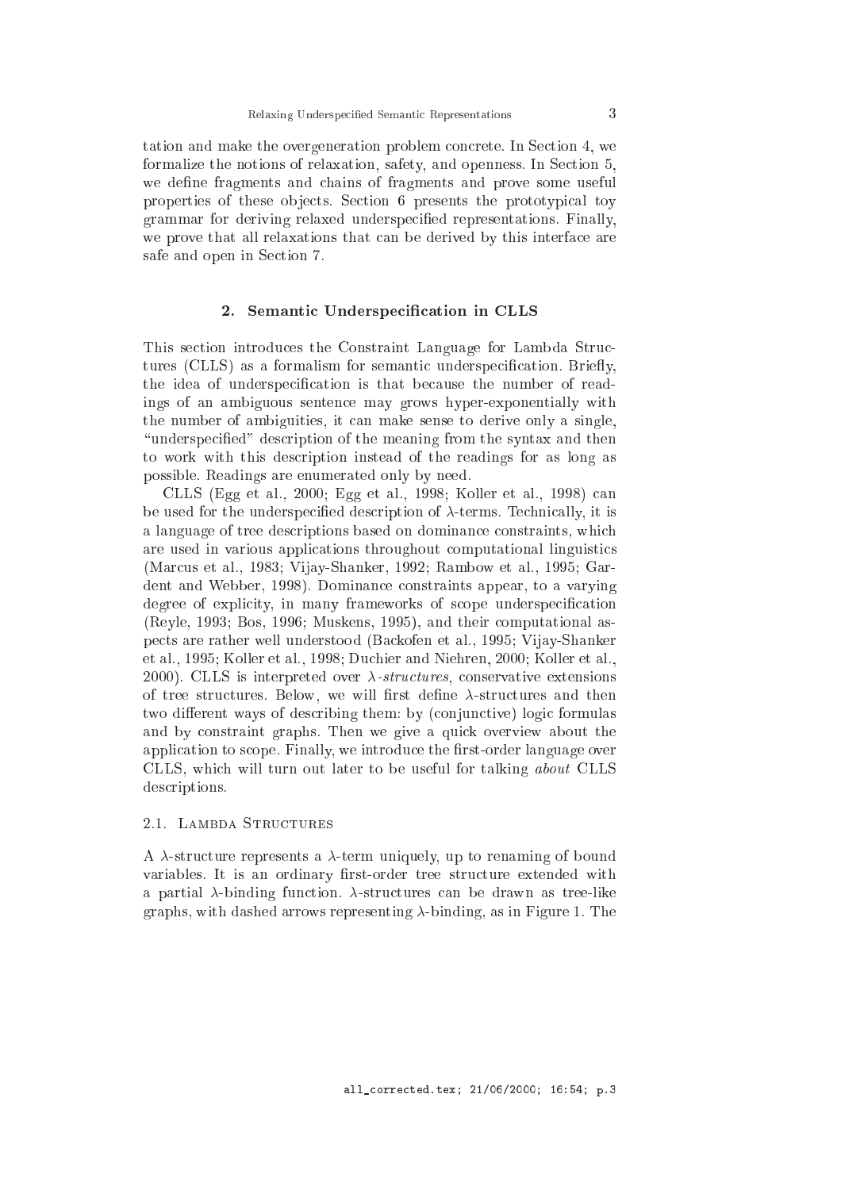tation and make the overgeneration problem concrete. In Section 4, we formalize the notions of relaxation, safety, and openness. In Section 5, we define fragments and chains of fragments and prove some useful properties of these objects. Section 6 presents the prototypical toy grammar for deriving relaxed underspecified representations. Finally, we prove that all relaxations that can be derived by this interface are safe and open in Section 7.

## 2. Semantic Underspecification in CLLS

This section introduces the Constraint Language for Lambda Structures (CLLS) as a formalism for semantic underspecification. Briefly, the idea of underspecification is that because the number of readings of an ambiguous sentence may grows hyper-exponentially with the number of ambiguities, it can make sense to derive only a single, "underspecified" description of the meaning from the syntax and then to work with this description instead of the readings for as long as possible. Readings are enumerated only by need.

CLLS (Egg et al., 2000; Egg et al., 1998; Koller et al., 1998) can be used for the underspecified description of $\lambda$-terms. Technically, it is a language of tree descriptions based on dominance constraints, which are used in various applications throughout computational linguistics (Marcus et al., 1983; Vijay-Shanker, 1992; Rambow et al., 1995; Gardent and Webber, 1998). Dominance constraints appear, to a varying degree of explicity, in many frameworks of scope underspecification (Reyle, 1993; Bos, 1996; Muskens, 1995), and their computational aspects are rather well understood (Backofen et al., 1995; Vijay-Shanker et al., 1995; Koller et al., 1998; Duchier and Niehren, 2000; Koller et al., 2000). CLLS is interpreted over *$\lambda$-structures*, conservative extensions of tree structures. Below, we will first define $\lambda$-structures and then two different ways of describing them: by (conjunctive) logic formulas and by constraint graphs. Then we give a quick overview about the application to scope. Finally, we introduce the first-order language over CLLS, which will turn out later to be useful for talking *about* CLLS descriptions.

### 2.1. Lambda Structures

A $\lambda$-structure represents a $\lambda$-term uniquely, up to renaming of bound variables. It is an ordinary first-order tree structure extended with a partial $\lambda$-binding function. $\lambda$-structures can be drawn as tree-like graphs, with dashed arrows representing $\lambda$-binding, as in Figure 1. The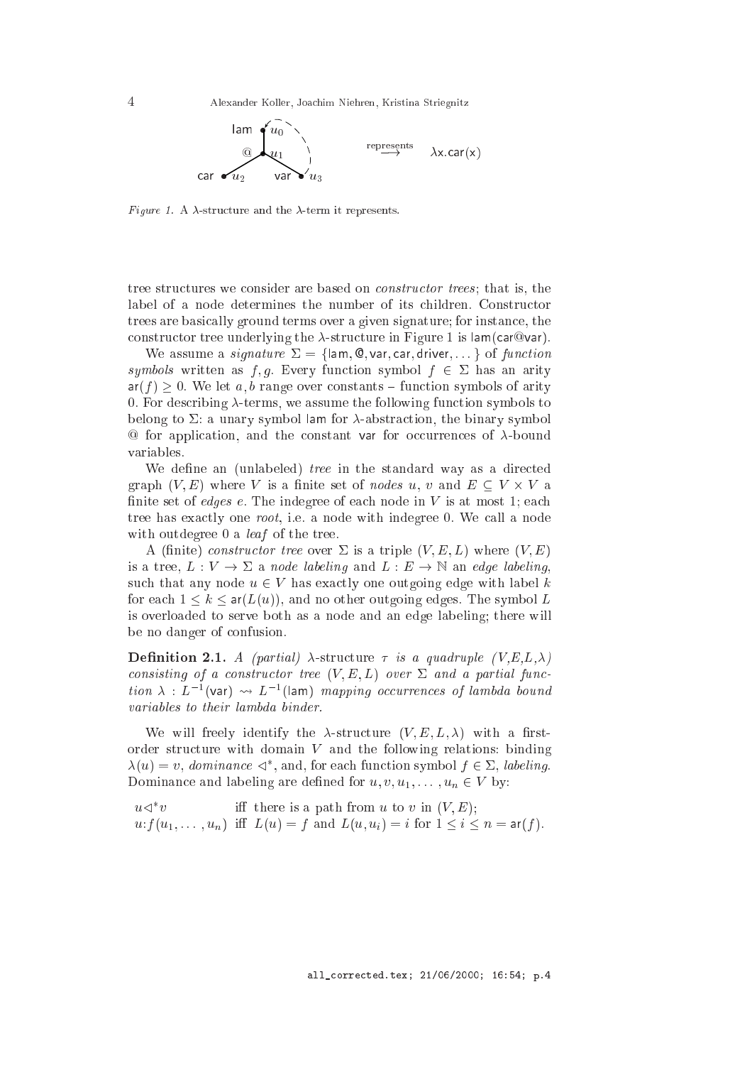*Figure 1.* A $\lambda$-structure and the $\lambda$-term it represents.

tree structures we consider are based on *constructor trees*; that is, the label of a node determines the number of its children. Constructor trees are basically ground terms over a given signature; for instance, the constructor tree underlying the $\lambda$-structure in Figure 1 is $\mathsf{lam}(\mathsf{car}@\mathsf{var})$.

We assume a *signature* $\Sigma = \{\mathsf{lam}, @, \mathsf{var}, \mathsf{car}, \mathsf{driver}, \dots\}$ of *function symbols* written as $f, g$. Every function symbol $f \in \Sigma$ has an arity $\mathsf{ar}(f) \geq 0$. We let $a, b$ range over constants – function symbols of arity 0. For describing $\lambda$-terms, we assume the following function symbols to belong to $\Sigma$: a unary symbol $\mathsf{lam}$ for $\lambda$-abstraction, the binary symbol @ for application, and the constant $\mathsf{var}$ for occurrences of $\lambda$-bound variables.

We define an (unlabeled) *tree* in the standard way as a directed graph $(V, E)$ where $V$ is a finite set of *nodes* $u$, $v$ and $E \subseteq V \times V$ a finite set of *edges* $e$. The indegree of each node in $V$ is at most 1; each tree has exactly one *root*, i.e. a node with indegree 0. We call a node with outdegree 0 a *leaf* of the tree.

A (finite) *constructor tree* over $\Sigma$ is a triple $(V, E, L)$ where $(V, E)$ is a tree, $L : V \to \Sigma$ a *node labeling* and $L : E \to \mathbb{N}$ an *edge labeling*, such that any node $u \in V$ has exactly one outgoing edge with label $k$ for each $1 \leq k \leq \mathsf{ar}(L(u))$, and no other outgoing edges. The symbol $L$ is overloaded to serve both as a node and an edge labeling; there will be no danger of confusion.

**Definition 2.1.** *A (partial) $\lambda$-structure $\tau$ is a quadruple $(V,E,L,\lambda)$ consisting of a constructor tree $(V, E, L)$ over $\Sigma$ and a partial function $\lambda : L^{-1}(\mathsf{var}) \rightsquigarrow L^{-1}(\mathsf{lam})$ mapping occurrences of lambda bound variables to their lambda binder.*

We will freely identify the $\lambda$-structure $(V, E, L, \lambda)$ with a first-order structure with domain $V$ and the following relations: binding $\lambda(u) = v$, *dominance* $\triangleleft^*$, and, for each function symbol $f \in \Sigma$, *labeling*. Dominance and labeling are defined for $u, v, u_1, \dots, u_n \in V$ by:

$u \triangleleft^* v$ iff there is a path from $u$ to $v$ in $(V, E)$;
$u{:}f(u_1, \dots, u_n)$ iff $L(u) = f$ and $L(u, u_i) = i$ for $1 \leq i \leq n = \mathsf{ar}(f)$.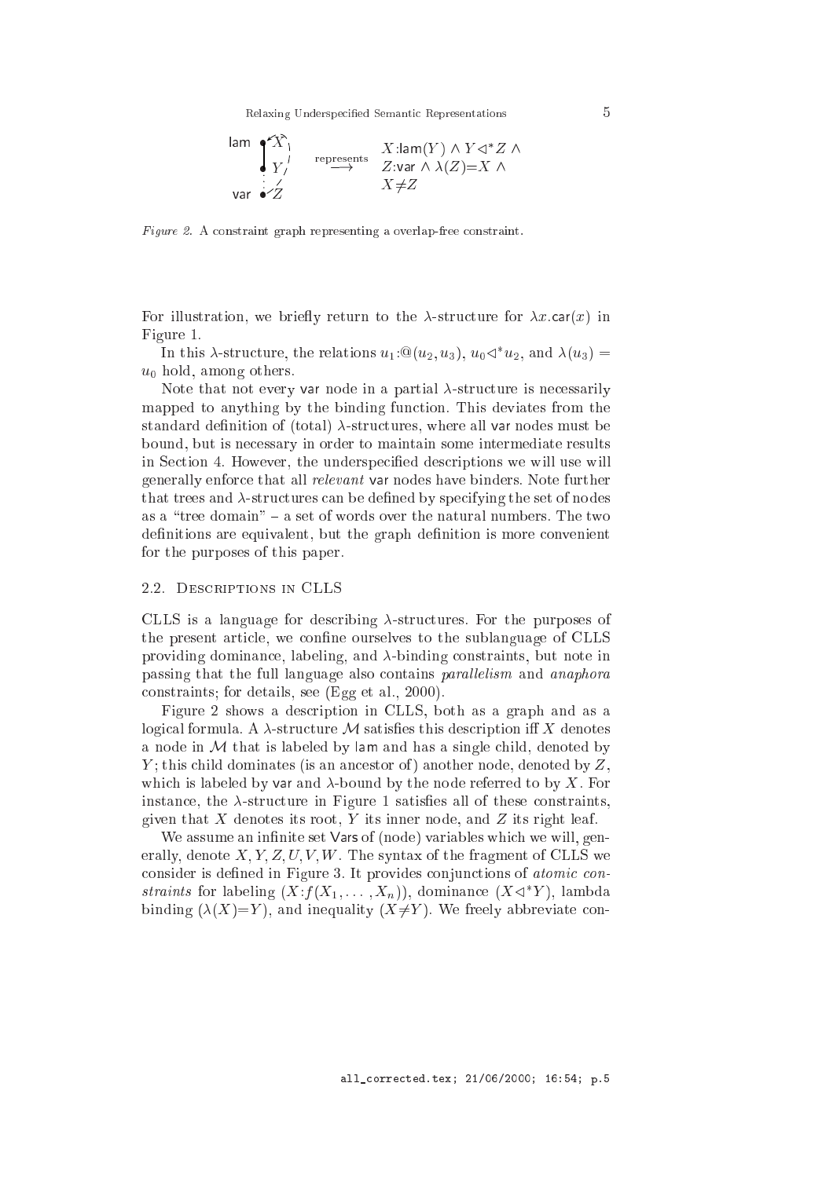$$X{:}\mathsf{lam}(Y) \wedge Y \lhd^* Z \wedge Z{:}\mathsf{var} \wedge \lambda(Z){=}X \wedge X{\neq}Z$$

*Figure 2.* A constraint graph representing a overlap-free constraint.

For illustration, we briefly return to the $\lambda$-structure for $\lambda x.\mathsf{car}(x)$ in Figure 1.

In this $\lambda$-structure, the relations $u_1{:}@(u_2, u_3)$, $u_0 \lhd^* u_2$, and $\lambda(u_3) = u_0$ hold, among others.

Note that not every var node in a partial $\lambda$-structure is necessarily mapped to anything by the binding function. This deviates from the standard definition of (total) $\lambda$-structures, where all var nodes must be bound, but is necessary in order to maintain some intermediate results in Section 4. However, the underspecified descriptions we will use will generally enforce that all *relevant* var nodes have binders. Note further that trees and $\lambda$-structures can be defined by specifying the set of nodes as a "tree domain" – a set of words over the natural numbers. The two definitions are equivalent, but the graph definition is more convenient for the purposes of this paper.

## 2.2. Descriptions in CLLS

CLLS is a language for describing $\lambda$-structures. For the purposes of the present article, we confine ourselves to the sublanguage of CLLS providing dominance, labeling, and $\lambda$-binding constraints, but note in passing that the full language also contains *parallelism* and *anaphora* constraints; for details, see (Egg et al., 2000).

Figure 2 shows a description in CLLS, both as a graph and as a logical formula. A $\lambda$-structure $\mathcal{M}$ satisfies this description iff $X$ denotes a node in $\mathcal{M}$ that is labeled by lam and has a single child, denoted by $Y$; this child dominates (is an ancestor of) another node, denoted by $Z$, which is labeled by var and $\lambda$-bound by the node referred to by $X$. For instance, the $\lambda$-structure in Figure 1 satisfies all of these constraints, given that $X$ denotes its root, $Y$ its inner node, and $Z$ its right leaf.

We assume an infinite set Vars of (node) variables which we will, generally, denote $X, Y, Z, U, V, W$. The syntax of the fragment of CLLS we consider is defined in Figure 3. It provides conjunctions of *atomic constraints* for labeling $(X{:}f(X_1, \ldots, X_n))$, dominance $(X \lhd^* Y)$, lambda binding $(\lambda(X){=}Y)$, and inequality $(X{\neq}Y)$. We freely abbreviate con-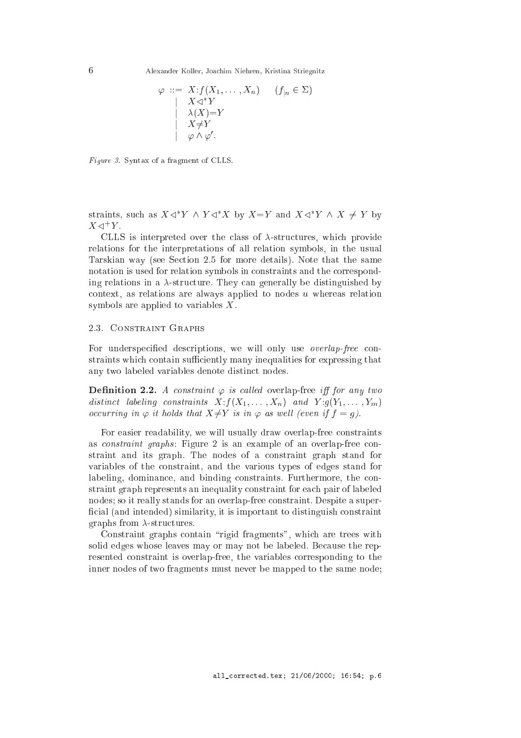$$
\begin{array}{rll}
\varphi & ::= & X{:}f(X_1, \ldots, X_n) \qquad (f_{|n} \in \Sigma) \\
& | & X \lhd^* Y \\
& | & \lambda(X){=}Y \\
& | & X{\neq}Y \\
& | & \varphi \wedge \varphi'.
\end{array}
$$

*Figure 3.* Syntax of a fragment of CLLS.

straints, such as $X \lhd^* Y \wedge Y \lhd^* X$ by $X{=}Y$ and $X \lhd^* Y \wedge X \neq Y$ by $X \lhd^+ Y$.

CLLS is interpreted over the class of $\lambda$-structures, which provide relations for the interpretations of all relation symbols, in the usual Tarskian way (see Section 2.5 for more details). Note that the same notation is used for relation symbols in constraints and the corresponding relations in a $\lambda$-structure. They can generally be distinguished by context, as relations are always applied to nodes $u$ whereas relation symbols are applied to variables $X$.

### 2.3. Constraint Graphs

For underspecified descriptions, we will only use *overlap-free* constraints which contain sufficiently many inequalities for expressing that any two labeled variables denote distinct nodes.

**Definition 2.2.** *A constraint $\varphi$ is called* overlap-free *iff for any two distinct labeling constraints $X{:}f(X_1, \ldots, X_n)$ and $Y{:}g(Y_1, \ldots, Y_m)$ occurring in $\varphi$ it holds that $X{\neq}Y$ is in $\varphi$ as well (even if $f = g$).*

For easier readability, we will usually draw overlap-free constraints as *constraint graphs*: Figure 2 is an example of an overlap-free constraint and its graph. The nodes of a constraint graph stand for variables of the constraint, and the various types of edges stand for labeling, dominance, and binding constraints. Furthermore, the constraint graph represents an inequality constraint for each pair of labeled nodes; so it really stands for an overlap-free constraint. Despite a superficial (and intended) similarity, it is important to distinguish constraint graphs from $\lambda$-structures.

Constraint graphs contain "rigid fragments", which are trees with solid edges whose leaves may or may not be labeled. Because the represented constraint is overlap-free, the variables corresponding to the inner nodes of two fragments must never be mapped to the same node;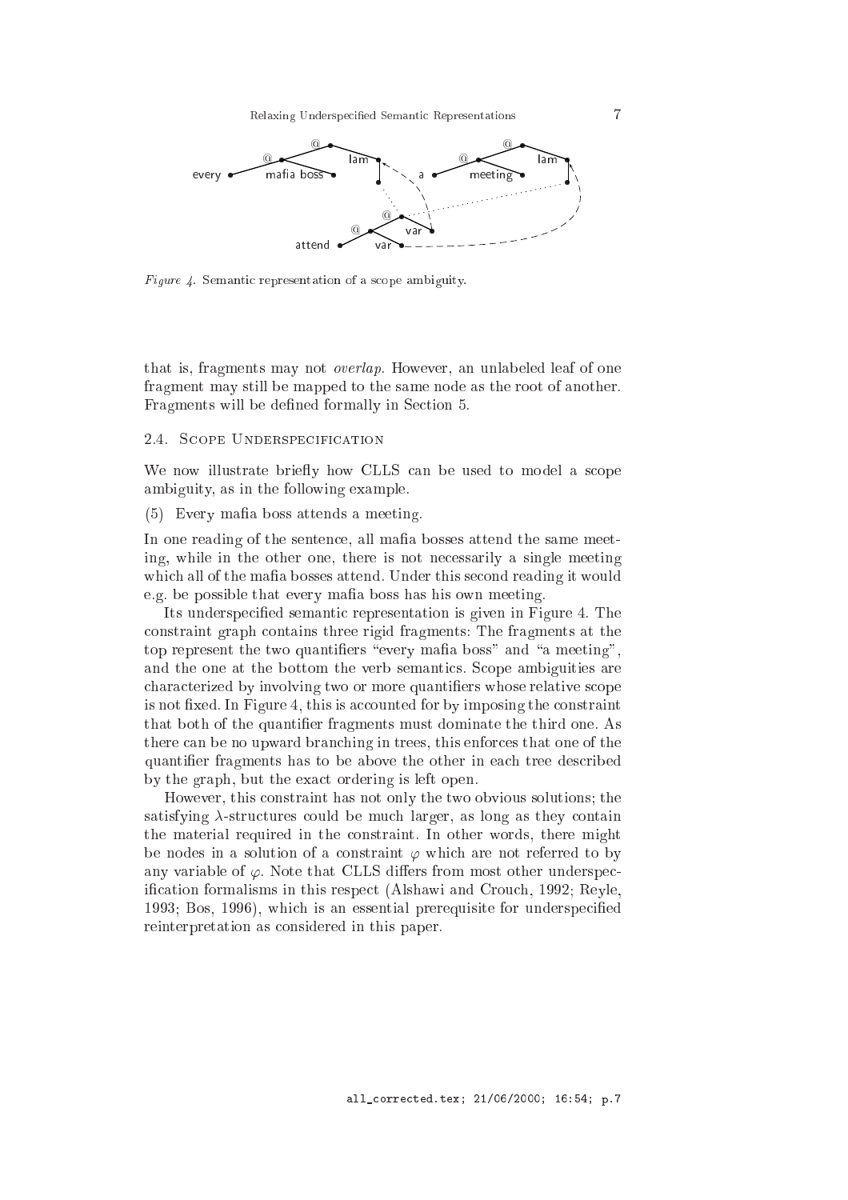*Figure 4.* Semantic representation of a scope ambiguity.

that is, fragments may not *overlap*. However, an unlabeled leaf of one fragment may still be mapped to the same node as the root of another. Fragments will be defined formally in Section 5.

### 2.4. Scope Underspecification

We now illustrate briefly how CLLS can be used to model a scope ambiguity, as in the following example.

(5) Every mafia boss attends a meeting.

In one reading of the sentence, all mafia bosses attend the same meeting, while in the other one, there is not necessarily a single meeting which all of the mafia bosses attend. Under this second reading it would e.g. be possible that every mafia boss has his own meeting.

Its underspecified semantic representation is given in Figure 4. The constraint graph contains three rigid fragments: The fragments at the top represent the two quantifiers "every mafia boss" and "a meeting", and the one at the bottom the verb semantics. Scope ambiguities are characterized by involving two or more quantifiers whose relative scope is not fixed. In Figure 4, this is accounted for by imposing the constraint that both of the quantifier fragments must dominate the third one. As there can be no upward branching in trees, this enforces that one of the quantifier fragments has to be above the other in each tree described by the graph, but the exact ordering is left open.

However, this constraint has not only the two obvious solutions; the satisfying $\lambda$-structures could be much larger, as long as they contain the material required in the constraint. In other words, there might be nodes in a solution of a constraint $\varphi$ which are not referred to by any variable of $\varphi$. Note that CLLS differs from most other underspecification formalisms in this respect (Alshawi and Crouch, 1992; Reyle, 1993; Bos, 1996), which is an essential prerequisite for underspecified reinterpretation as considered in this paper.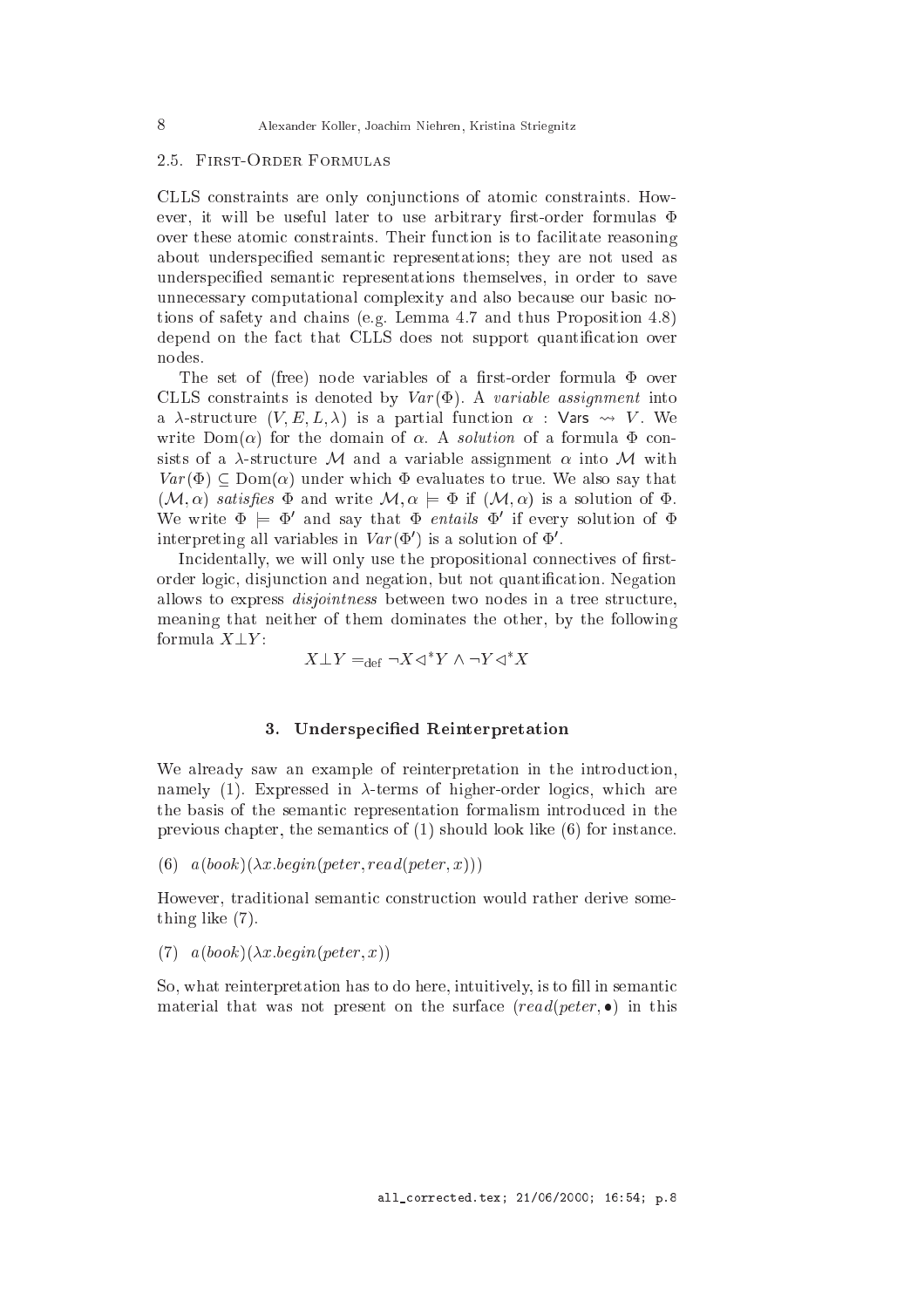### 2.5. First-Order Formulas

CLLS constraints are only conjunctions of atomic constraints. However, it will be useful later to use arbitrary first-order formulas $\Phi$ over these atomic constraints. Their function is to facilitate reasoning about underspecified semantic representations; they are not used as underspecified semantic representations themselves, in order to save unnecessary computational complexity and also because our basic notions of safety and chains (e.g. Lemma 4.7 and thus Proposition 4.8) depend on the fact that CLLS does not support quantification over nodes.

The set of (free) node variables of a first-order formula $\Phi$ over CLLS constraints is denoted by $Var(\Phi)$. A *variable assignment* into a $\lambda$-structure $(V, E, L, \lambda)$ is a partial function $\alpha : \mathsf{Vars} \rightsquigarrow V$. We write $\mathrm{Dom}(\alpha)$ for the domain of $\alpha$. A *solution* of a formula $\Phi$ consists of a $\lambda$-structure $\mathcal{M}$ and a variable assignment $\alpha$ into $\mathcal{M}$ with $Var(\Phi) \subseteq \mathrm{Dom}(\alpha)$ under which $\Phi$ evaluates to true. We also say that $(\mathcal{M}, \alpha)$ *satisfies* $\Phi$ and write $\mathcal{M}, \alpha \models \Phi$ if $(\mathcal{M}, \alpha)$ is a solution of $\Phi$. We write $\Phi \models \Phi'$ and say that $\Phi$ *entails* $\Phi'$ if every solution of $\Phi$ interpreting all variables in $Var(\Phi')$ is a solution of $\Phi'$.

Incidentally, we will only use the propositional connectives of first-order logic, disjunction and negation, but not quantification. Negation allows to express *disjointness* between two nodes in a tree structure, meaning that neither of them dominates the other, by the following formula $X \bot Y$:

$$X \bot Y =_{\mathrm{def}} \neg X \triangleleft^* Y \wedge \neg Y \triangleleft^* X$$

## 3. Underspecified Reinterpretation

We already saw an example of reinterpretation in the introduction, namely (1). Expressed in $\lambda$-terms of higher-order logics, which are the basis of the semantic representation formalism introduced in the previous chapter, the semantics of (1) should look like (6) for instance.

(6) $a(book)(\lambda x.begin(peter, read(peter, x)))$

However, traditional semantic construction would rather derive something like (7).

(7) $a(book)(\lambda x.begin(peter, x))$

So, what reinterpretation has to do here, intuitively, is to fill in semantic material that was not present on the surface ($read(peter, \bullet)$ in this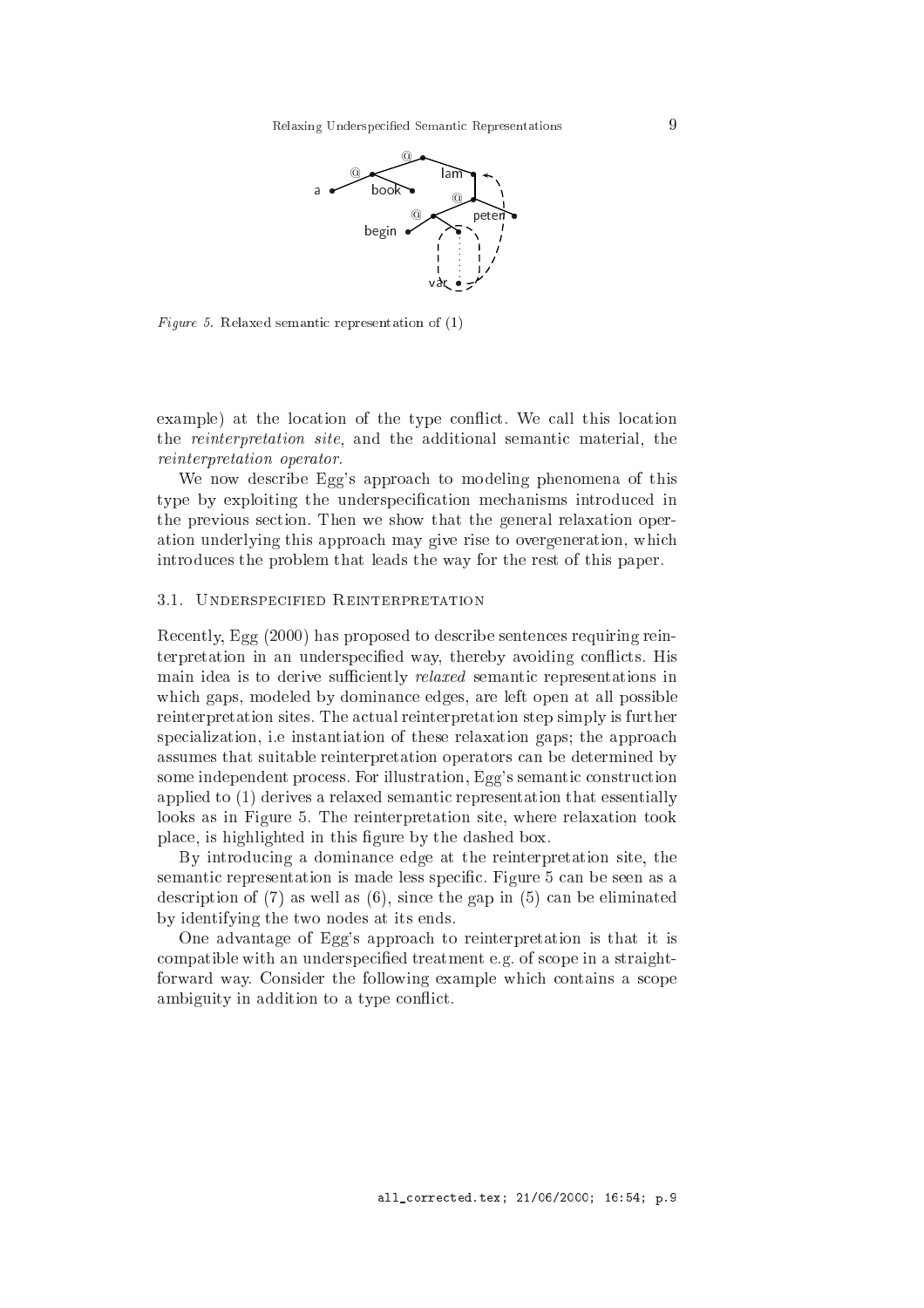*Figure 5.* Relaxed semantic representation of (1)

example) at the location of the type conflict. We call this location the *reinterpretation site*, and the additional semantic material, the *reinterpretation operator*.

We now describe Egg's approach to modeling phenomena of this type by exploiting the underspecification mechanisms introduced in the previous section. Then we show that the general relaxation operation underlying this approach may give rise to overgeneration, which introduces the problem that leads the way for the rest of this paper.

### 3.1. Underspecified Reinterpretation

Recently, Egg (2000) has proposed to describe sentences requiring reinterpretation in an underspecified way, thereby avoiding conflicts. His main idea is to derive sufficiently *relaxed* semantic representations in which gaps, modeled by dominance edges, are left open at all possible reinterpretation sites. The actual reinterpretation step simply is further specialization, i.e instantiation of these relaxation gaps; the approach assumes that suitable reinterpretation operators can be determined by some independent process. For illustration, Egg's semantic construction applied to (1) derives a relaxed semantic representation that essentially looks as in Figure 5. The reinterpretation site, where relaxation took place, is highlighted in this figure by the dashed box.

By introducing a dominance edge at the reinterpretation site, the semantic representation is made less specific. Figure 5 can be seen as a description of (7) as well as (6), since the gap in (5) can be eliminated by identifying the two nodes at its ends.

One advantage of Egg's approach to reinterpretation is that it is compatible with an underspecified treatment e.g. of scope in a straightforward way. Consider the following example which contains a scope ambiguity in addition to a type conflict.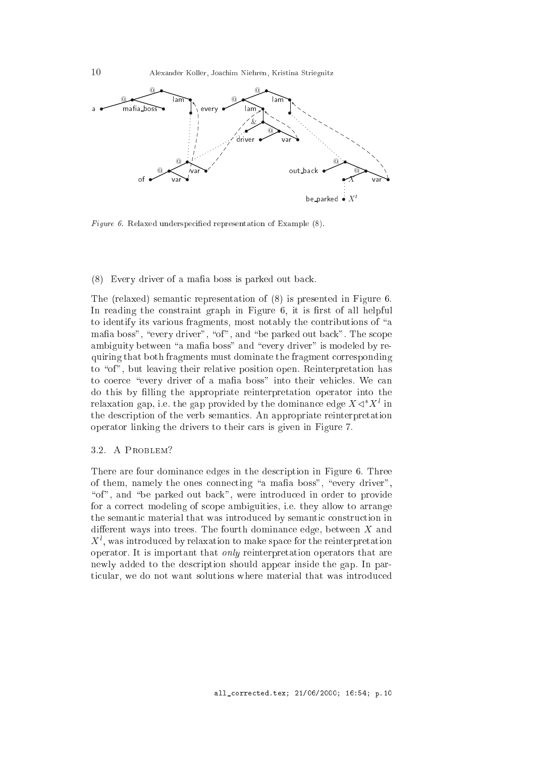*Figure 6.* Relaxed underspecified representation of Example (8).

(8) Every driver of a mafia boss is parked out back.

The (relaxed) semantic representation of (8) is presented in Figure 6. In reading the constraint graph in Figure 6, it is first of all helpful to identify its various fragments, most notably the contributions of "a mafia boss", "every driver", "of", and "be parked out back". The scope ambiguity between "a mafia boss" and "every driver" is modeled by requiring that both fragments must dominate the fragment corresponding to "of", but leaving their relative position open. Reinterpretation has to coerce "every driver of a mafia boss" into their vehicles. We can do this by filling the appropriate reinterpretation operator into the relaxation gap, i.e. the gap provided by the dominance edge $X \triangleleft^* X^l$ in the description of the verb semantics. An appropriate reinterpretation operator linking the drivers to their cars is given in Figure 7.

### 3.2. A Problem?

There are four dominance edges in the description in Figure 6. Three of them, namely the ones connecting "a mafia boss", "every driver", "of", and "be parked out back", were introduced in order to provide for a correct modeling of scope ambiguities, i.e. they allow to arrange the semantic material that was introduced by semantic construction in different ways into trees. The fourth dominance edge, between $X$ and $X^l$, was introduced by relaxation to make space for the reinterpretation operator. It is important that *only* reinterpretation operators that are newly added to the description should appear inside the gap. In particular, we do not want solutions where material that was introduced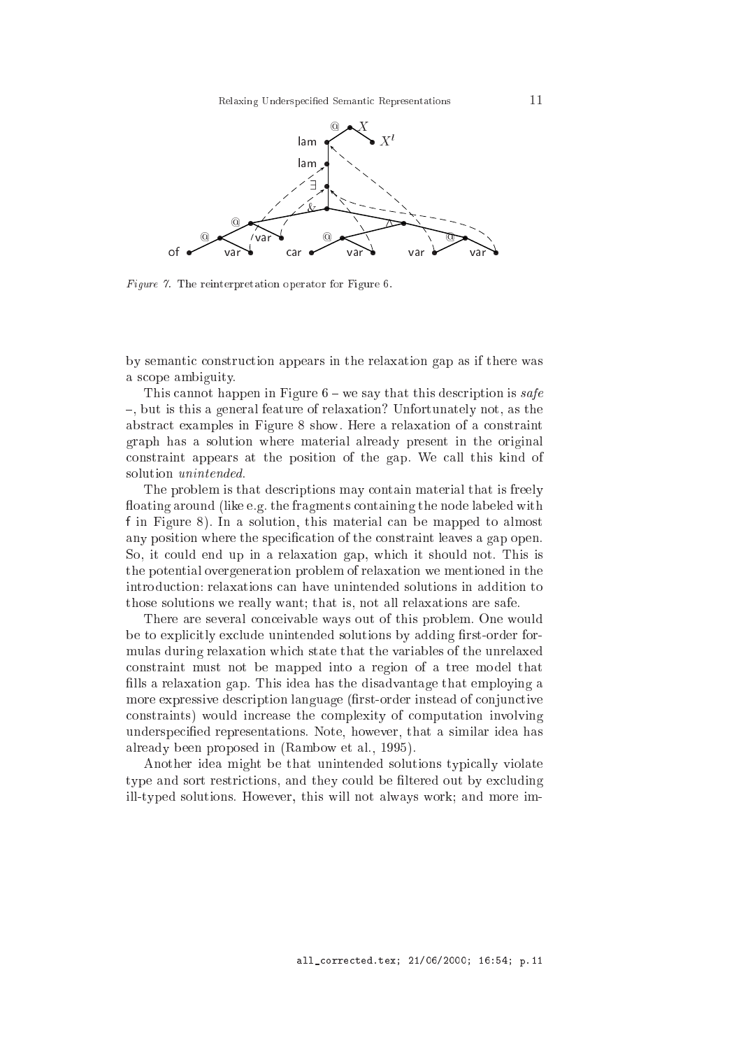*Figure 7.* The reinterpretation operator for Figure 6.

by semantic construction appears in the relaxation gap as if there was a scope ambiguity.

This cannot happen in Figure 6 – we say that this description is *safe* –, but is this a general feature of relaxation? Unfortunately not, as the abstract examples in Figure 8 show. Here a relaxation of a constraint graph has a solution where material already present in the original constraint appears at the position of the gap. We call this kind of solution *unintended*.

The problem is that descriptions may contain material that is freely floating around (like e.g. the fragments containing the node labeled with f in Figure 8). In a solution, this material can be mapped to almost any position where the specification of the constraint leaves a gap open. So, it could end up in a relaxation gap, which it should not. This is the potential overgeneration problem of relaxation we mentioned in the introduction: relaxations can have unintended solutions in addition to those solutions we really want; that is, not all relaxations are safe.

There are several conceivable ways out of this problem. One would be to explicitly exclude unintended solutions by adding first-order formulas during relaxation which state that the variables of the unrelaxed constraint must not be mapped into a region of a tree model that fills a relaxation gap. This idea has the disadvantage that employing a more expressive description language (first-order instead of conjunctive constraints) would increase the complexity of computation involving underspecified representations. Note, however, that a similar idea has already been proposed in (Rambow et al., 1995).

Another idea might be that unintended solutions typically violate type and sort restrictions, and they could be filtered out by excluding ill-typed solutions. However, this will not always work; and more im-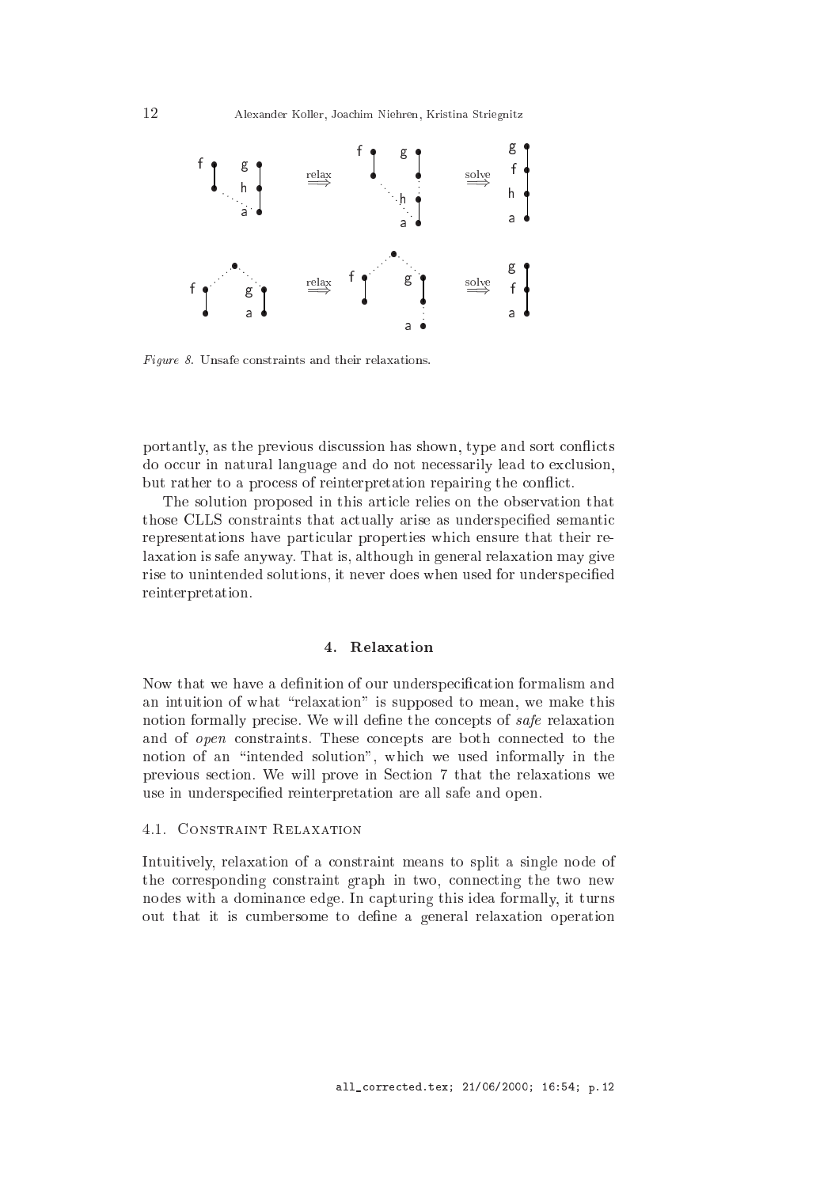*Figure 8.* Unsafe constraints and their relaxations.

portantly, as the previous discussion has shown, type and sort conflicts do occur in natural language and do not necessarily lead to exclusion, but rather to a process of reinterpretation repairing the conflict.

The solution proposed in this article relies on the observation that those CLLS constraints that actually arise as underspecified semantic representations have particular properties which ensure that their relaxation is safe anyway. That is, although in general relaxation may give rise to unintended solutions, it never does when used for underspecified reinterpretation.

## 4. Relaxation

Now that we have a definition of our underspecification formalism and an intuition of what "relaxation" is supposed to mean, we make this notion formally precise. We will define the concepts of *safe* relaxation and of *open* constraints. These concepts are both connected to the notion of an "intended solution", which we used informally in the previous section. We will prove in Section 7 that the relaxations we use in underspecified reinterpretation are all safe and open.

### 4.1. Constraint Relaxation

Intuitively, relaxation of a constraint means to split a single node of the corresponding constraint graph in two, connecting the two new nodes with a dominance edge. In capturing this idea formally, it turns out that it is cumbersome to define a general relaxation operation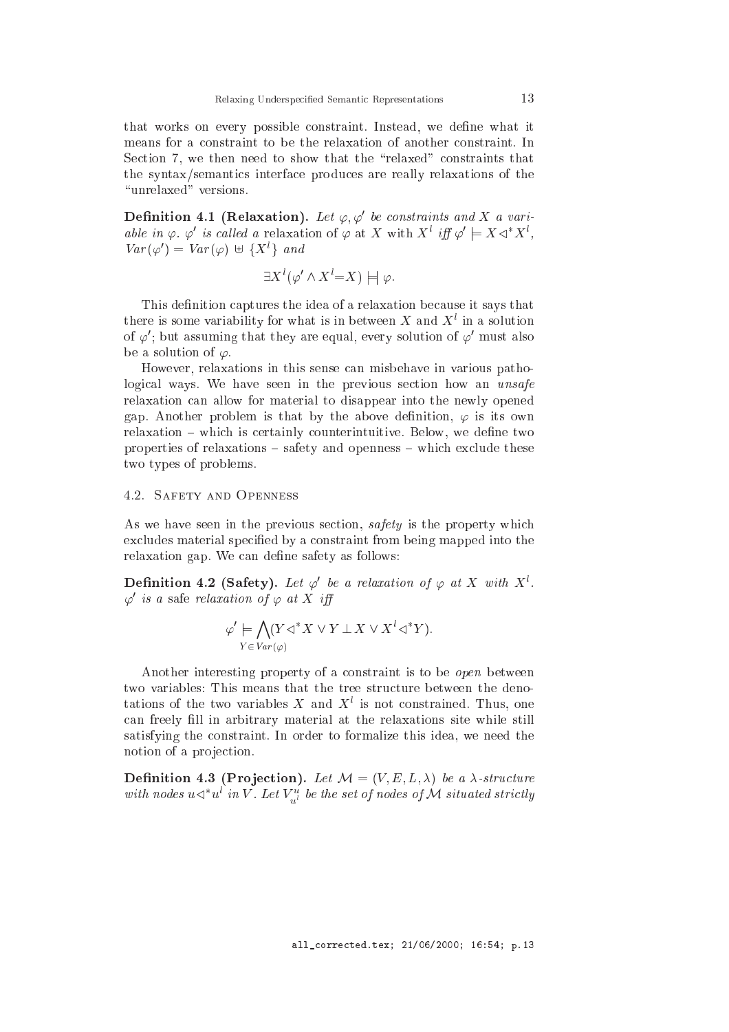that works on every possible constraint. Instead, we define what it means for a constraint to be the relaxation of another constraint. In Section 7, we then need to show that the "relaxed" constraints that the syntax/semantics interface produces are really relaxations of the "unrelaxed" versions.

**Definition 4.1 (Relaxation).** *Let $\varphi, \varphi'$ be constraints and $X$ a variable in $\varphi$. $\varphi'$ is called a* relaxation *of $\varphi$* at $X$ with $X^l$ *iff $\varphi' \models X \triangleleft^* X^l$, $Var(\varphi') = Var(\varphi) \uplus \{X^l\}$ and*

$$\exists X^l(\varphi' \wedge X^l{=}X) \models\!\mid \varphi.$$

This definition captures the idea of a relaxation because it says that there is some variability for what is in between $X$ and $X^l$ in a solution of $\varphi'$; but assuming that they are equal, every solution of $\varphi'$ must also be a solution of $\varphi$.

However, relaxations in this sense can misbehave in various pathological ways. We have seen in the previous section how an *unsafe* relaxation can allow for material to disappear into the newly opened gap. Another problem is that by the above definition, $\varphi$ is its own relaxation – which is certainly counterintuitive. Below, we define two properties of relaxations – safety and openness – which exclude these two types of problems.

## 4.2. Safety and Openness

As we have seen in the previous section, *safety* is the property which excludes material specified by a constraint from being mapped into the relaxation gap. We can define safety as follows:

**Definition 4.2 (Safety).** *Let $\varphi'$ be a relaxation of $\varphi$ at $X$ with $X^l$. $\varphi'$ is a* safe *relaxation of $\varphi$ at $X$ iff*

$$\varphi' \models \bigwedge_{Y \in Var(\varphi)} (Y \triangleleft^* X \vee Y \perp X \vee X^l \triangleleft^* Y).$$

Another interesting property of a constraint is to be *open* between two variables: This means that the tree structure between the denotations of the two variables $X$ and $X^l$ is not constrained. Thus, one can freely fill in arbitrary material at the relaxations site while still satisfying the constraint. In order to formalize this idea, we need the notion of a projection.

**Definition 4.3 (Projection).** *Let $\mathcal{M} = (V, E, L, \lambda)$ be a $\lambda$-structure with nodes $u \triangleleft^* u^l$ in $V$. Let $V^u_{u^l}$ be the set of nodes of $\mathcal{M}$ situated strictly*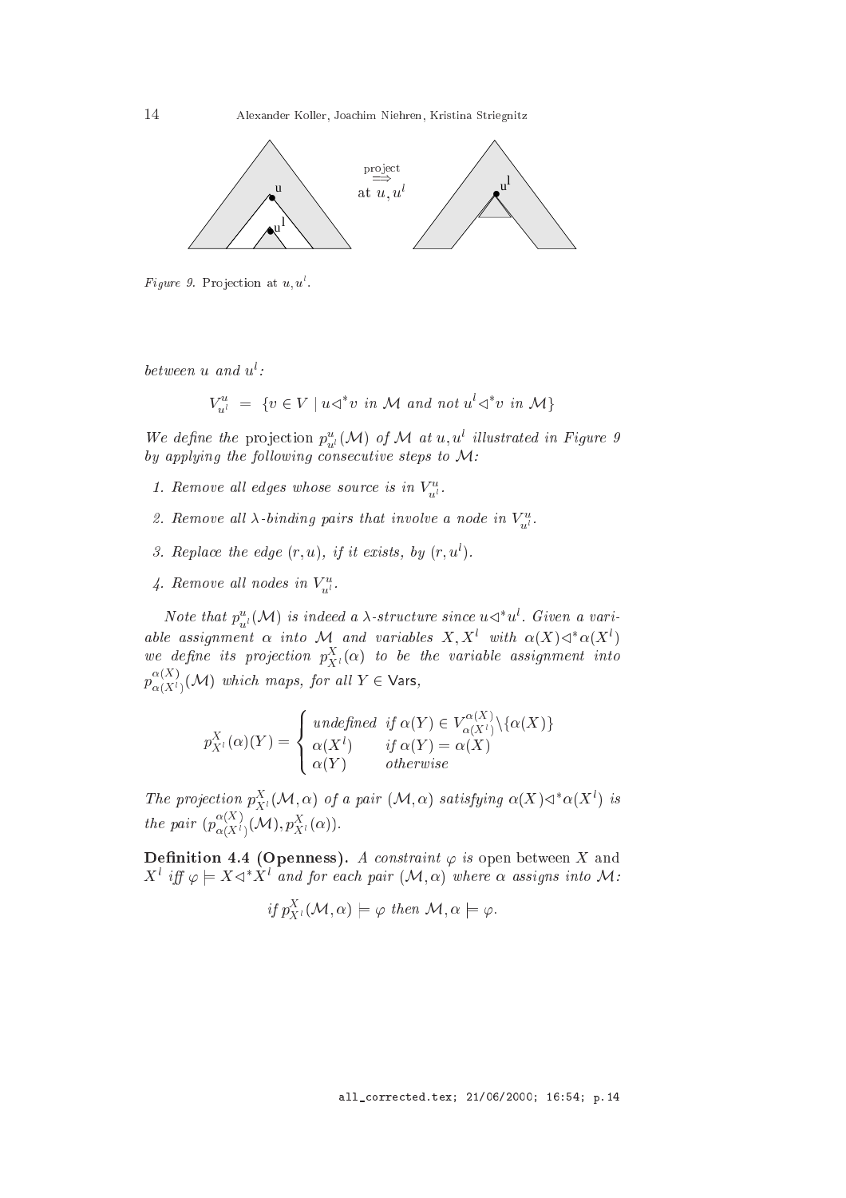*Figure 9.* Projection at $u, u^l$.

*between $u$ and $u^l$:*

$$V_{u^l}^u = \{v \in V \mid u \triangleleft^* v \text{ in } \mathcal{M} \text{ and not } u^l \triangleleft^* v \text{ in } \mathcal{M}\}$$

*We define the* projection $p_{u^l}^u(\mathcal{M})$ *of $\mathcal{M}$ at $u, u^l$ illustrated in Figure 9 by applying the following consecutive steps to $\mathcal{M}$:*

1. *Remove all edges whose source is in $V_{u^l}^u$.*
2. *Remove all $\lambda$-binding pairs that involve a node in $V_{u^l}^u$.*
3. *Replace the edge $(r, u)$, if it exists, by $(r, u^l)$.*
4. *Remove all nodes in $V_{u^l}^u$.*

*Note that $p_{u^l}^u(\mathcal{M})$ is indeed a $\lambda$-structure since $u \triangleleft^* u^l$. Given a variable assignment $\alpha$ into $\mathcal{M}$ and variables $X, X^l$ with $\alpha(X) \triangleleft^* \alpha(X^l)$ we define its projection $p_{X^l}^X(\alpha)$ to be the variable assignment into $p_{\alpha(X^l)}^{\alpha(X)}(\mathcal{M})$ which maps, for all $Y \in \mathsf{Vars}$,*

$$p_{X^l}^X(\alpha)(Y) = \begin{cases} \text{undefined} & \text{if } \alpha(Y) \in V_{\alpha(X^l)}^{\alpha(X)} \setminus \{\alpha(X)\} \\ \alpha(X^l) & \text{if } \alpha(Y) = \alpha(X) \\ \alpha(Y) & \text{otherwise} \end{cases}$$

*The projection $p_{X^l}^X(\mathcal{M}, \alpha)$ of a pair $(\mathcal{M}, \alpha)$ satisfying $\alpha(X) \triangleleft^* \alpha(X^l)$ is the pair $(p_{\alpha(X^l)}^{\alpha(X)}(\mathcal{M}), p_{X^l}^X(\alpha))$.*

**Definition 4.4 (Openness).** *A constraint $\varphi$ is* open between $X$ and $X^l$ *iff $\varphi \models X \triangleleft^* X^l$ and for each pair $(\mathcal{M}, \alpha)$ where $\alpha$ assigns into $\mathcal{M}$:*

$$\text{if } p_{X^l}^X(\mathcal{M}, \alpha) \models \varphi \text{ then } \mathcal{M}, \alpha \models \varphi.$$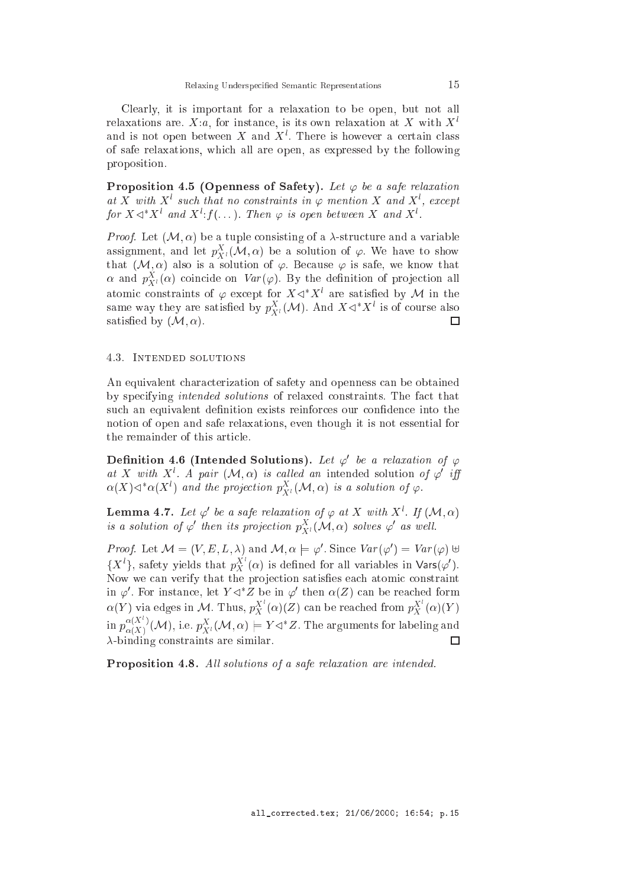Clearly, it is important for a relaxation to be open, but not all relaxations are. $X{:}a$, for instance, is its own relaxation at $X$ with $X^l$ and is not open between $X$ and $X^l$. There is however a certain class of safe relaxations, which all are open, as expressed by the following proposition.

**Proposition 4.5 (Openness of Safety).** *Let $\varphi$ be a safe relaxation at $X$ with $X^l$ such that no constraints in $\varphi$ mention $X$ and $X^l$, except for $X \triangleleft^* X^l$ and $X^l{:}f(\dots)$. Then $\varphi$ is open between $X$ and $X^l$.*

*Proof.* Let $(\mathcal{M}, \alpha)$ be a tuple consisting of a $\lambda$-structure and a variable assignment, and let $p^X_{X^l}(\mathcal{M}, \alpha)$ be a solution of $\varphi$. We have to show that $(\mathcal{M}, \alpha)$ also is a solution of $\varphi$. Because $\varphi$ is safe, we know that $\alpha$ and $p^X_{X^l}(\alpha)$ coincide on $Var(\varphi)$. By the definition of projection all atomic constraints of $\varphi$ except for $X \triangleleft^* X^l$ are satisfied by $\mathcal{M}$ in the same way they are satisfied by $p^X_{X^l}(\mathcal{M})$. And $X \triangleleft^* X^l$ is of course also satisfied by $(\mathcal{M}, \alpha)$. □

### 4.3. Intended solutions

An equivalent characterization of safety and openness can be obtained by specifying *intended solutions* of relaxed constraints. The fact that such an equivalent definition exists reinforces our confidence into the notion of open and safe relaxations, even though it is not essential for the remainder of this article.

**Definition 4.6 (Intended Solutions).** *Let $\varphi'$ be a relaxation of $\varphi$ at $X$ with $X^l$. A pair $(\mathcal{M}, \alpha)$ is called an* intended solution *of $\varphi'$ iff $\alpha(X) \triangleleft^* \alpha(X^l)$ and the projection $p^X_{X^l}(\mathcal{M}, \alpha)$ is a solution of $\varphi$.*

**Lemma 4.7.** *Let $\varphi'$ be a safe relaxation of $\varphi$ at $X$ with $X^l$. If $(\mathcal{M}, \alpha)$ is a solution of $\varphi'$ then its projection $p^X_{X^l}(\mathcal{M}, \alpha)$ solves $\varphi'$ as well.*

*Proof.* Let $\mathcal{M} = (V, E, L, \lambda)$ and $\mathcal{M}, \alpha \models \varphi'$. Since $Var(\varphi') = Var(\varphi) \uplus \{X^l\}$, safety yields that $p^{X^l}_X(\alpha)$ is defined for all variables in $\mathsf{Vars}(\varphi')$. Now we can verify that the projection satisfies each atomic constraint in $\varphi'$. For instance, let $Y \triangleleft^* Z$ be in $\varphi'$ then $\alpha(Z)$ can be reached form $\alpha(Y)$ via edges in $\mathcal{M}$. Thus, $p^{X^l}_X(\alpha)(Z)$ can be reached from $p^{X^l}_X(\alpha)(Y)$ in $p^{\alpha(X^l)}_{\alpha(X)}(\mathcal{M})$, i.e. $p^X_{X^l}(\mathcal{M}, \alpha) \models Y \triangleleft^* Z$. The arguments for labeling and $\lambda$-binding constraints are similar. □

**Proposition 4.8.** *All solutions of a safe relaxation are intended.*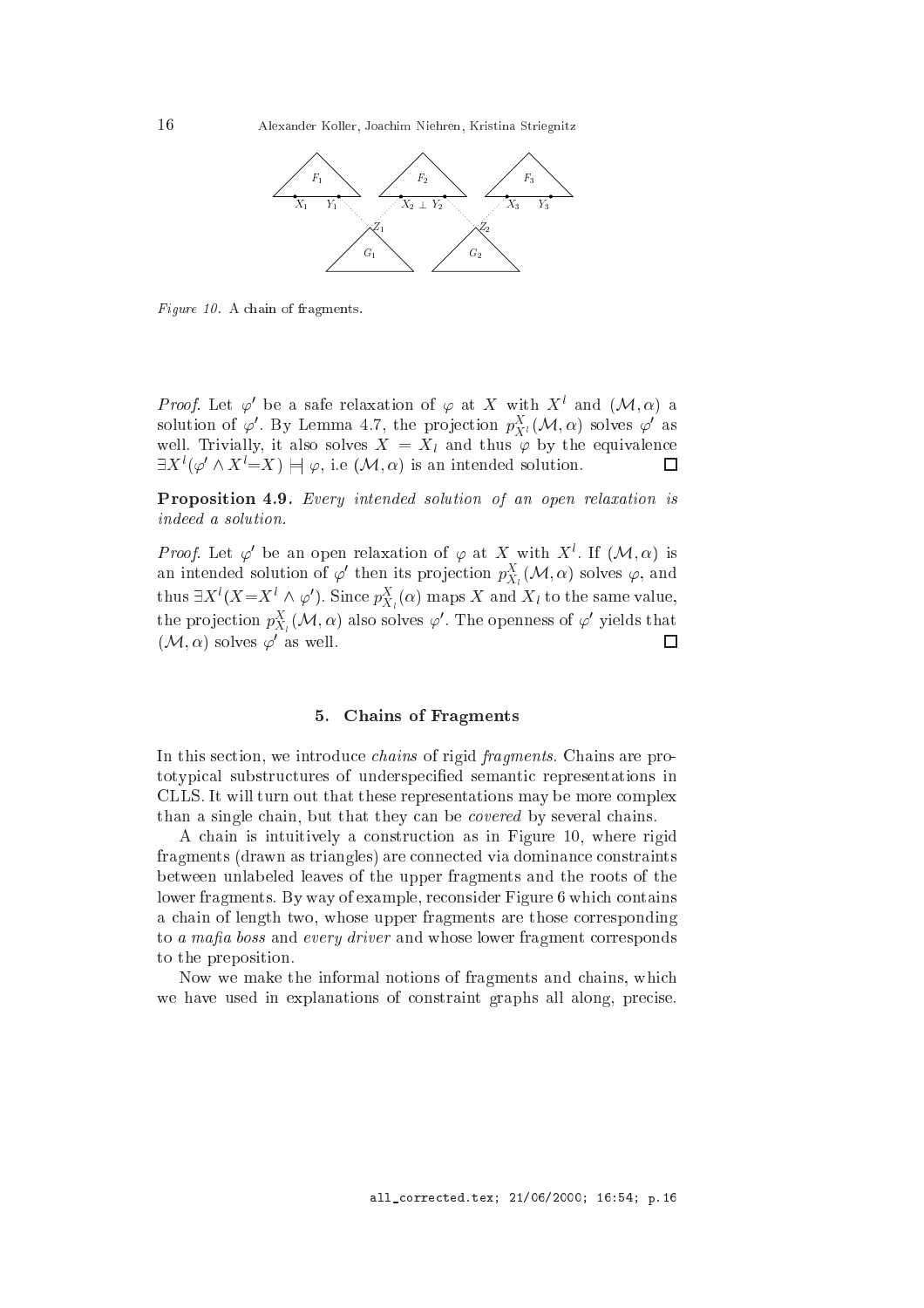*Figure 10.* A chain of fragments.

*Proof.* Let $\varphi'$ be a safe relaxation of $\varphi$ at $X$ with $X^l$ and $(\mathcal{M}, \alpha)$ a solution of $\varphi'$. By Lemma 4.7, the projection $p^X_{X^l}(\mathcal{M}, \alpha)$ solves $\varphi'$ as well. Trivially, it also solves $X = X_l$ and thus $\varphi$ by the equivalence $\exists X^l(\varphi' \wedge X^l{=}X) \models\!\!| \; \varphi$, i.e $(\mathcal{M}, \alpha)$ is an intended solution. □

**Proposition 4.9.** *Every intended solution of an open relaxation is indeed a solution.*

*Proof.* Let $\varphi'$ be an open relaxation of $\varphi$ at $X$ with $X^l$. If $(\mathcal{M}, \alpha)$ is an intended solution of $\varphi'$ then its projection $p^X_{X_l}(\mathcal{M}, \alpha)$ solves $\varphi$, and thus $\exists X^l(X{=}X^l \wedge \varphi')$. Since $p^X_{X_l}(\alpha)$ maps $X$ and $X_l$ to the same value, the projection $p^X_{X_l}(\mathcal{M}, \alpha)$ also solves $\varphi'$. The openness of $\varphi'$ yields that $(\mathcal{M}, \alpha)$ solves $\varphi'$ as well. □

## 5. Chains of Fragments

In this section, we introduce *chains* of rigid *fragments*. Chains are prototypical substructures of underspecified semantic representations in CLLS. It will turn out that these representations may be more complex than a single chain, but that they can be *covered* by several chains.

A chain is intuitively a construction as in Figure 10, where rigid fragments (drawn as triangles) are connected via dominance constraints between unlabeled leaves of the upper fragments and the roots of the lower fragments. By way of example, reconsider Figure 6 which contains a chain of length two, whose upper fragments are those corresponding to *a mafia boss* and *every driver* and whose lower fragment corresponds to the preposition.

Now we make the informal notions of fragments and chains, which we have used in explanations of constraint graphs all along, precise.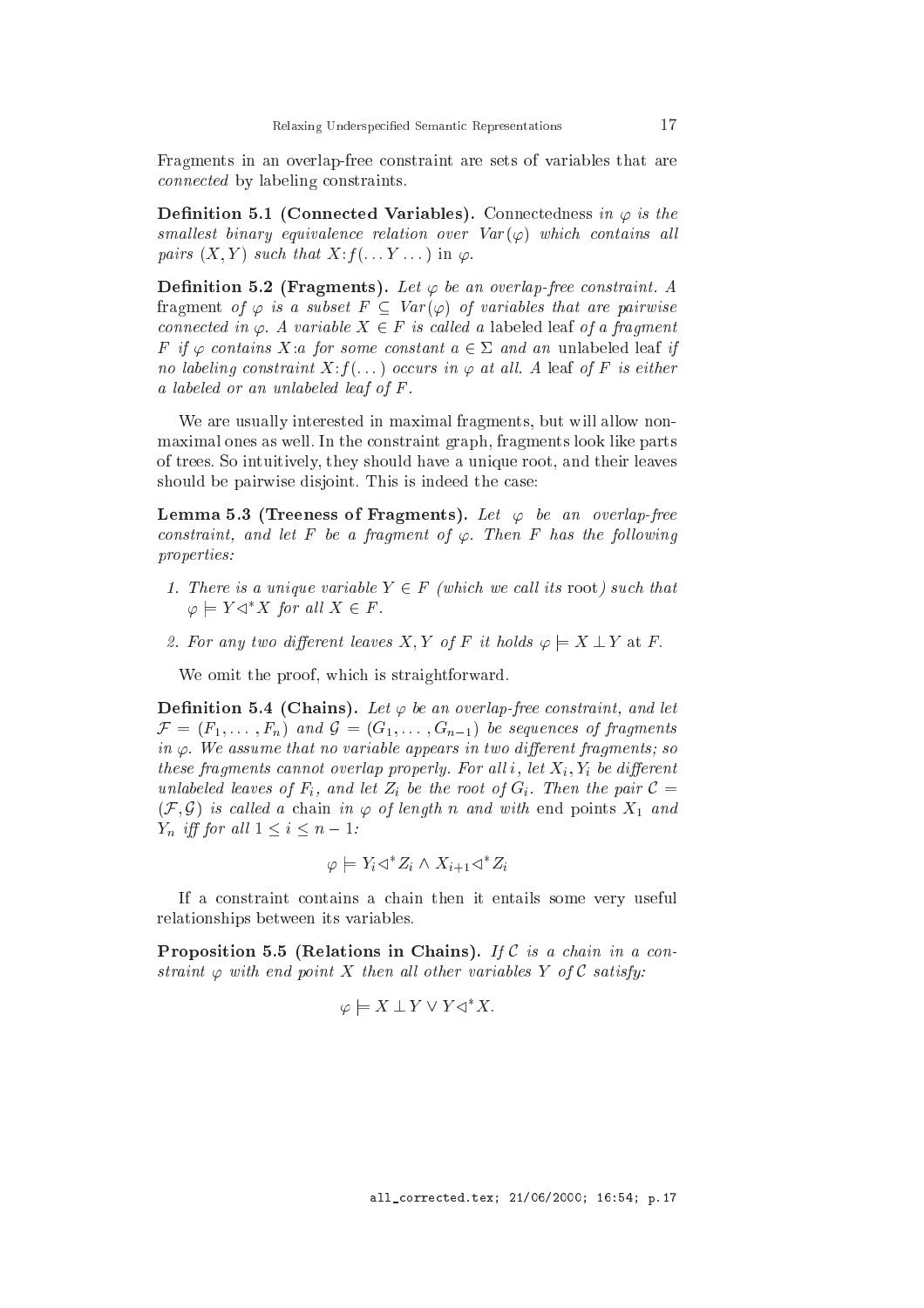Fragments in an overlap-free constraint are sets of variables that are *connected* by labeling constraints.

**Definition 5.1 (Connected Variables).** *Connectedness in $\varphi$ is the smallest binary equivalence relation over $Var(\varphi)$ which contains all pairs $(X, Y)$ such that $X{:}f(\ldots Y \ldots)$ in $\varphi$.*

**Definition 5.2 (Fragments).** *Let $\varphi$ be an overlap-free constraint. A* fragment *of $\varphi$ is a subset $F \subseteq Var(\varphi)$ of variables that are pairwise connected in $\varphi$. A variable $X \in F$ is called a* labeled leaf *of a fragment $F$ if $\varphi$ contains $X{:}a$ for some constant $a \in \Sigma$ and an* unlabeled leaf *if no labeling constraint $X{:}f(\ldots)$ occurs in $\varphi$ at all. A* leaf *of $F$ is either a labeled or an unlabeled leaf of $F$.*

We are usually interested in maximal fragments, but will allow non-maximal ones as well. In the constraint graph, fragments look like parts of trees. So intuitively, they should have a unique root, and their leaves should be pairwise disjoint. This is indeed the case:

**Lemma 5.3 (Treeness of Fragments).** *Let $\varphi$ be an overlap-free constraint, and let $F$ be a fragment of $\varphi$. Then $F$ has the following properties:*

1. *There is a unique variable $Y \in F$ (which we call its* root*) such that $\varphi \models Y \lhd^* X$ for all $X \in F$.*

2. *For any two different leaves $X, Y$ of $F$ it holds $\varphi \models X \perp Y$ at $F$.*

We omit the proof, which is straightforward.

**Definition 5.4 (Chains).** *Let $\varphi$ be an overlap-free constraint, and let $\mathcal{F} = (F_1, \ldots, F_n)$ and $\mathcal{G} = (G_1, \ldots, G_{n-1})$ be sequences of fragments in $\varphi$. We assume that no variable appears in two different fragments; so these fragments cannot overlap properly. For all $i$, let $X_i, Y_i$ be different unlabeled leaves of $F_i$, and let $Z_i$ be the root of $G_i$. Then the pair $\mathcal{C} = (\mathcal{F}, \mathcal{G})$ is called a* chain *in $\varphi$ of length $n$ and with* end points *$X_1$ and $Y_n$ iff for all $1 \leq i \leq n-1$:*

$$\varphi \models Y_i \lhd^* Z_i \wedge X_{i+1} \lhd^* Z_i$$

If a constraint contains a chain then it entails some very useful relationships between its variables.

**Proposition 5.5 (Relations in Chains).** *If $\mathcal{C}$ is a chain in a constraint $\varphi$ with end point $X$ then all other variables $Y$ of $\mathcal{C}$ satisfy:*

$$\varphi \models X \perp Y \vee Y \lhd^* X.$$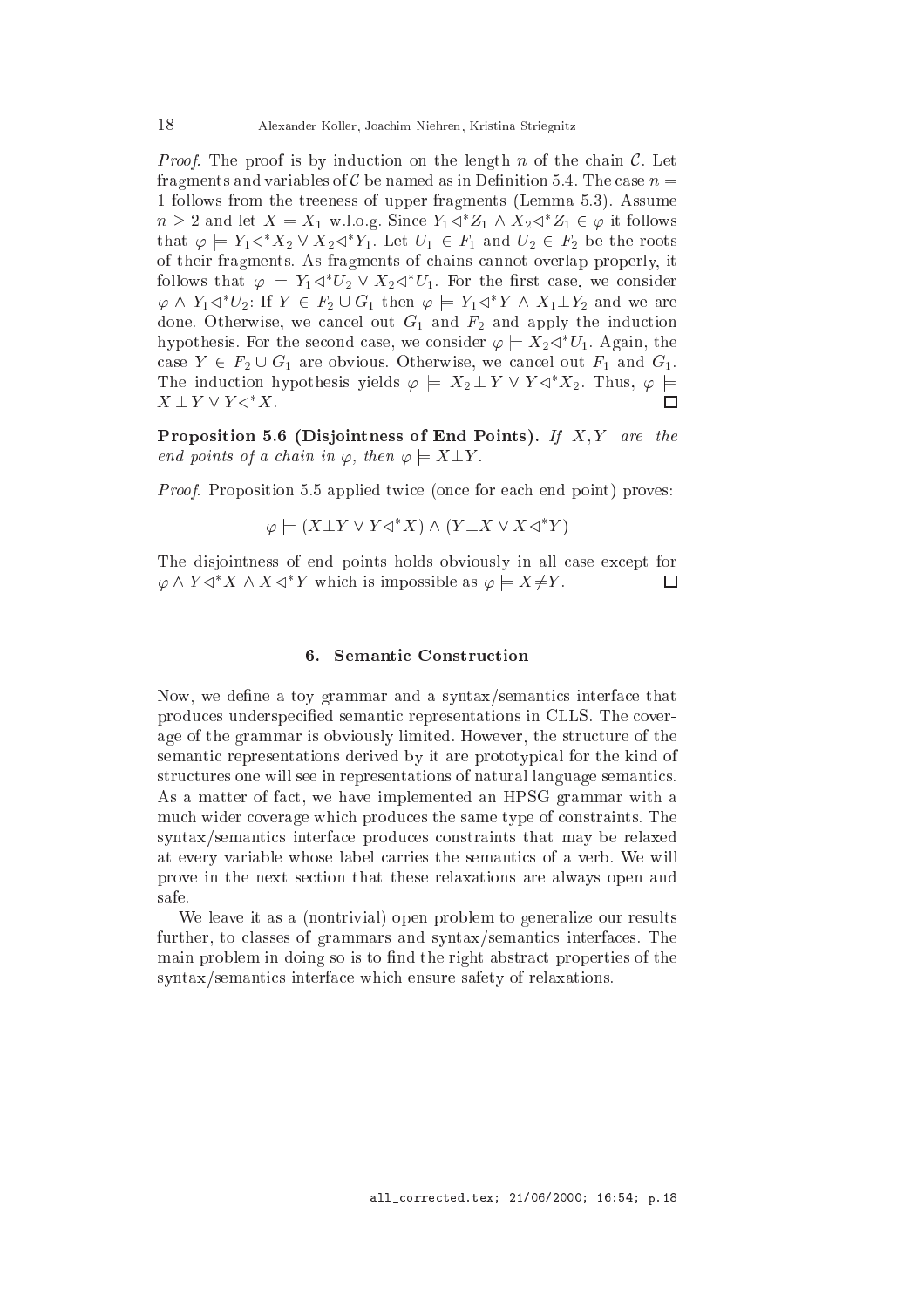*Proof.* The proof is by induction on the length $n$ of the chain $\mathcal{C}$. Let fragments and variables of $\mathcal{C}$ be named as in Definition 5.4. The case $n = 1$ follows from the treeness of upper fragments (Lemma 5.3). Assume $n \geq 2$ and let $X = X_1$ w.l.o.g. Since $Y_1 \triangleleft^* Z_1 \wedge X_2 \triangleleft^* Z_1 \in \varphi$ it follows that $\varphi \models Y_1 \triangleleft^* X_2 \vee X_2 \triangleleft^* Y_1$. Let $U_1 \in F_1$ and $U_2 \in F_2$ be the roots of their fragments. As fragments of chains cannot overlap properly, it follows that $\varphi \models Y_1 \triangleleft^* U_2 \vee X_2 \triangleleft^* U_1$. For the first case, we consider $\varphi \wedge Y_1 \triangleleft^* U_2$: If $Y \in F_2 \cup G_1$ then $\varphi \models Y_1 \triangleleft^* Y \wedge X_1 \bot Y_2$ and we are done. Otherwise, we cancel out $G_1$ and $F_2$ and apply the induction hypothesis. For the second case, we consider $\varphi \models X_2 \triangleleft^* U_1$. Again, the case $Y \in F_2 \cup G_1$ are obvious. Otherwise, we cancel out $F_1$ and $G_1$. The induction hypothesis yields $\varphi \models X_2 \bot Y \vee Y \triangleleft^* X_2$. Thus, $\varphi \models X \bot Y \vee Y \triangleleft^* X$. □

**Proposition 5.6 (Disjointness of End Points).** *If $X, Y$ are the end points of a chain in $\varphi$, then $\varphi \models X \bot Y$.*

*Proof.* Proposition 5.5 applied twice (once for each end point) proves:

$$\varphi \models (X \bot Y \vee Y \triangleleft^* X) \wedge (Y \bot X \vee X \triangleleft^* Y)$$

The disjointness of end points holds obviously in all case except for $\varphi \wedge Y \triangleleft^* X \wedge X \triangleleft^* Y$ which is impossible as $\varphi \models X \neq Y$. □

## 6. Semantic Construction

Now, we define a toy grammar and a syntax/semantics interface that produces underspecified semantic representations in CLLS. The coverage of the grammar is obviously limited. However, the structure of the semantic representations derived by it are prototypical for the kind of structures one will see in representations of natural language semantics. As a matter of fact, we have implemented an HPSG grammar with a much wider coverage which produces the same type of constraints. The syntax/semantics interface produces constraints that may be relaxed at every variable whose label carries the semantics of a verb. We will prove in the next section that these relaxations are always open and safe.

We leave it as a (nontrivial) open problem to generalize our results further, to classes of grammars and syntax/semantics interfaces. The main problem in doing so is to find the right abstract properties of the syntax/semantics interface which ensure safety of relaxations.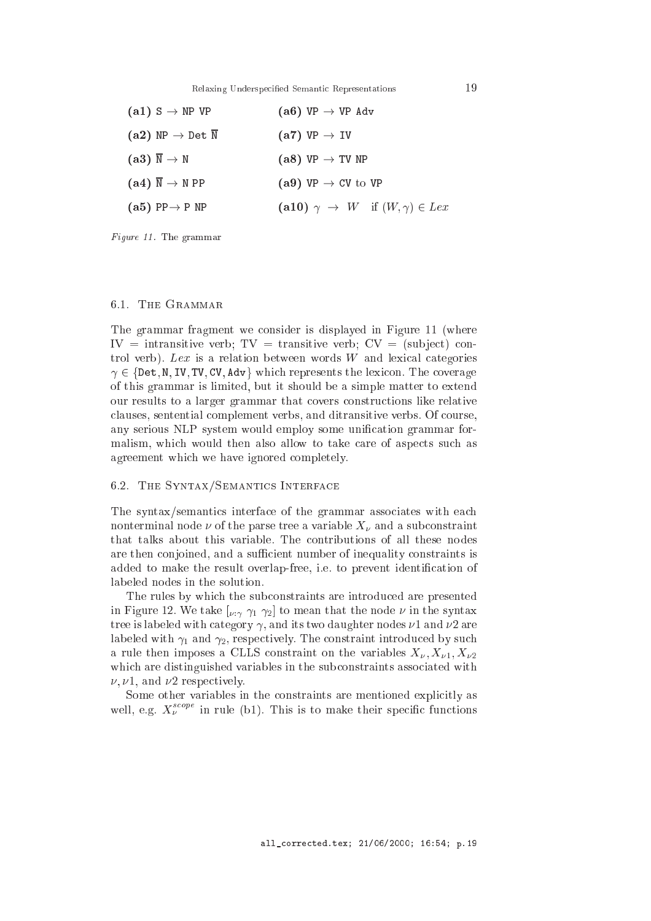| | |
|---|---|
| **(a1)** S $\rightarrow$ NP VP | **(a6)** VP $\rightarrow$ VP Adv |
| **(a2)** NP $\rightarrow$ Det $\overline{\text{N}}$ | **(a7)** VP $\rightarrow$ IV |
| **(a3)** $\overline{\text{N}}$ $\rightarrow$ N | **(a8)** VP $\rightarrow$ TV NP |
| **(a4)** $\overline{\text{N}}$ $\rightarrow$ N PP | **(a9)** VP $\rightarrow$ CV to VP |
| **(a5)** PP $\rightarrow$ P NP | **(a10)** $\gamma \ \rightarrow \ W \quad \text{if } (W, \gamma) \in Lex$ |

*Figure 11.* The grammar

## 6.1. The Grammar

The grammar fragment we consider is displayed in Figure 11 (where IV = intransitive verb; TV = transitive verb; CV = (subject) control verb). *Lex* is a relation between words $W$ and lexical categories $\gamma \in \{\texttt{Det}, \texttt{N}, \texttt{IV}, \texttt{TV}, \texttt{CV}, \texttt{Adv}\}$ which represents the lexicon. The coverage of this grammar is limited, but it should be a simple matter to extend our results to a larger grammar that covers constructions like relative clauses, sentential complement verbs, and ditransitive verbs. Of course, any serious NLP system would employ some unification grammar formalism, which would then also allow to take care of aspects such as agreement which we have ignored completely.

## 6.2. The Syntax/Semantics Interface

The syntax/semantics interface of the grammar associates with each nonterminal node $\nu$ of the parse tree a variable $X_\nu$ and a subconstraint that talks about this variable. The contributions of all these nodes are then conjoined, and a sufficient number of inequality constraints is added to make the result overlap-free, i.e. to prevent identification of labeled nodes in the solution.

The rules by which the subconstraints are introduced are presented in Figure 12. We take $[_{\nu:\gamma}\ \gamma_1\ \gamma_2]$ to mean that the node $\nu$ in the syntax tree is labeled with category $\gamma$, and its two daughter nodes $\nu 1$ and $\nu 2$ are labeled with $\gamma_1$ and $\gamma_2$, respectively. The constraint introduced by such a rule then imposes a CLLS constraint on the variables $X_\nu, X_{\nu 1}, X_{\nu 2}$ which are distinguished variables in the subconstraints associated with $\nu, \nu 1$, and $\nu 2$ respectively.

Some other variables in the constraints are mentioned explicitly as well, e.g. $X_\nu^{scope}$ in rule (b1). This is to make their specific functions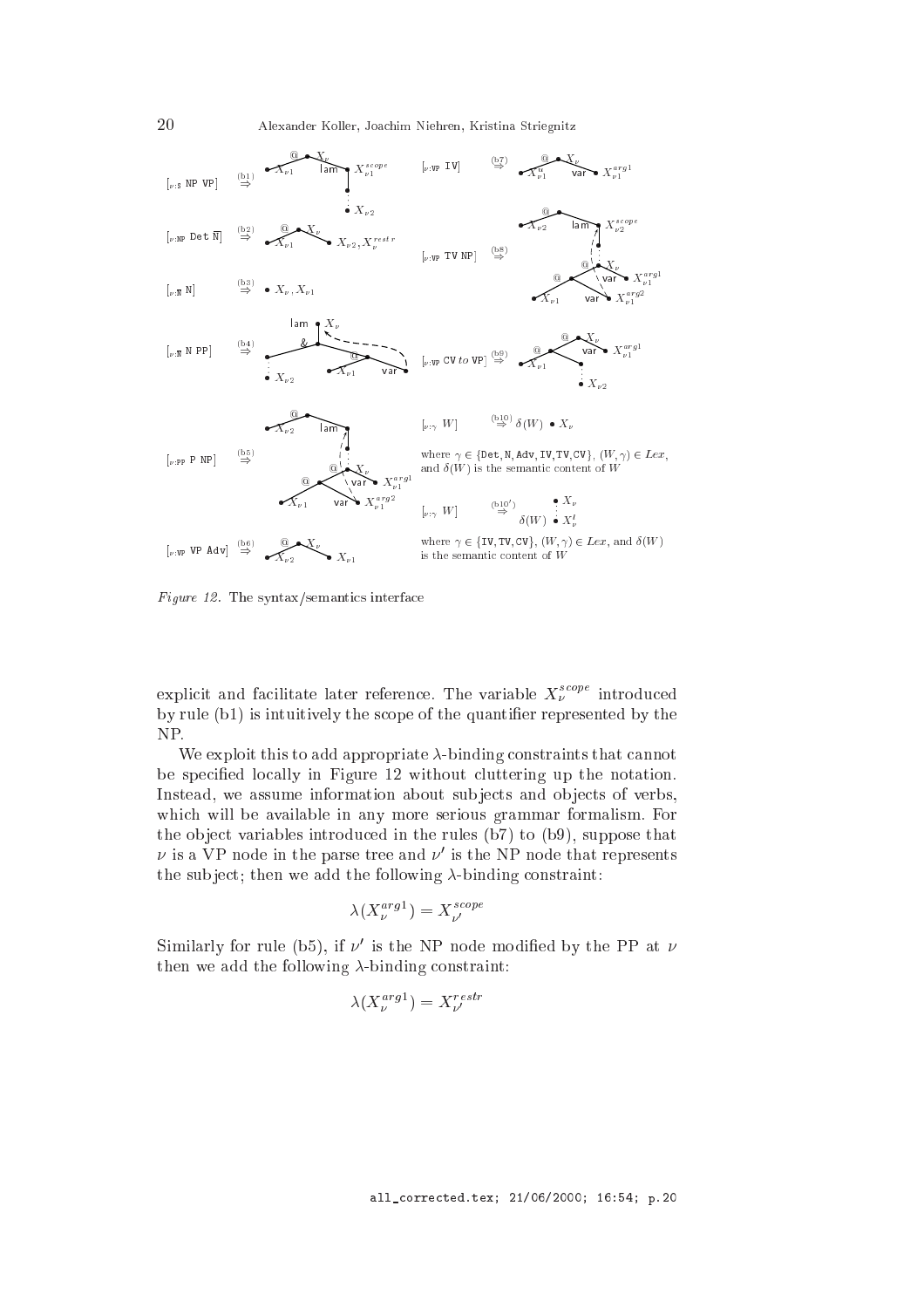*Figure 12.* The syntax/semantics interface

explicit and facilitate later reference. The variable $X_\nu^{scope}$ introduced by rule (b1) is intuitively the scope of the quantifier represented by the NP.

We exploit this to add appropriate $\lambda$-binding constraints that cannot be specified locally in Figure 12 without cluttering up the notation. Instead, we assume information about subjects and objects of verbs, which will be available in any more serious grammar formalism. For the object variables introduced in the rules (b7) to (b9), suppose that $\nu$ is a VP node in the parse tree and $\nu'$ is the NP node that represents the subject; then we add the following $\lambda$-binding constraint:

$$\lambda(X_\nu^{arg1}) = X_{\nu'}^{scope}$$

Similarly for rule (b5), if $\nu'$ is the NP node modified by the PP at $\nu$ then we add the following $\lambda$-binding constraint:

$$\lambda(X_\nu^{arg1}) = X_{\nu'}^{restr}$$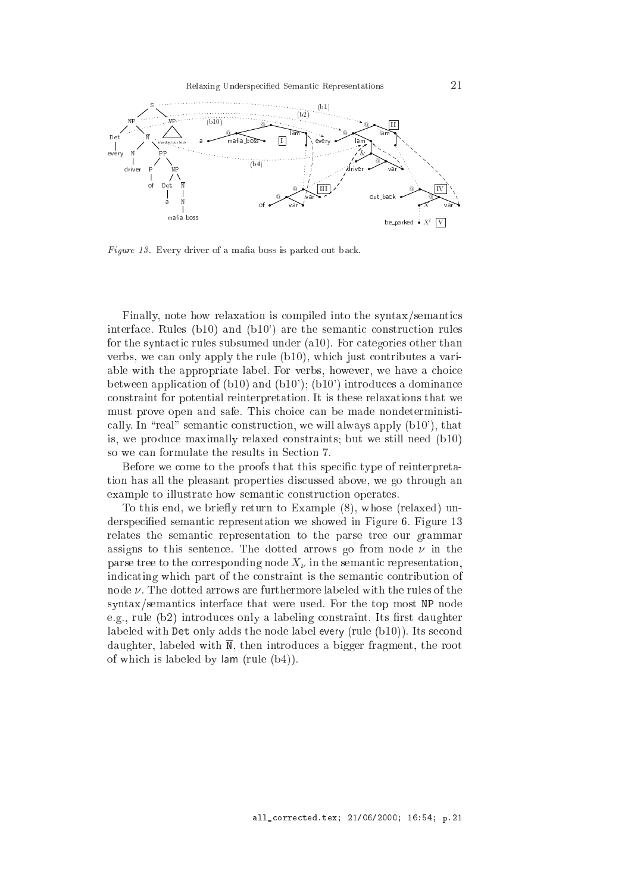*Figure 13.* Every driver of a mafia boss is parked out back.

Finally, note how relaxation is compiled into the syntax/semantics interface. Rules (b10) and (b10') are the semantic construction rules for the syntactic rules subsumed under (a10). For categories other than verbs, we can only apply the rule (b10), which just contributes a variable with the appropriate label. For verbs, however, we have a choice between application of (b10) and (b10'); (b10') introduces a dominance constraint for potential reinterpretation. It is these relaxations that we must prove open and safe. This choice can be made nondeterministically. In "real" semantic construction, we will always apply (b10'), that is, we produce maximally relaxed constraints; but we still need (b10) so we can formulate the results in Section 7.

Before we come to the proofs that this specific type of reinterpretation has all the pleasant properties discussed above, we go through an example to illustrate how semantic construction operates.

To this end, we briefly return to Example (8), whose (relaxed) underspecified semantic representation we showed in Figure 6. Figure 13 relates the semantic representation to the parse tree our grammar assigns to this sentence. The dotted arrows go from node $\nu$ in the parse tree to the corresponding node $X_\nu$ in the semantic representation, indicating which part of the constraint is the semantic contribution of node $\nu$. The dotted arrows are furthermore labeled with the rules of the syntax/semantics interface that were used. For the top most NP node e.g., rule (b2) introduces only a labeling constraint. Its first daughter labeled with Det only adds the node label every (rule (b10)). Its second daughter, labeled with $\overline{\text{N}}$, then introduces a bigger fragment, the root of which is labeled by lam (rule (b4)).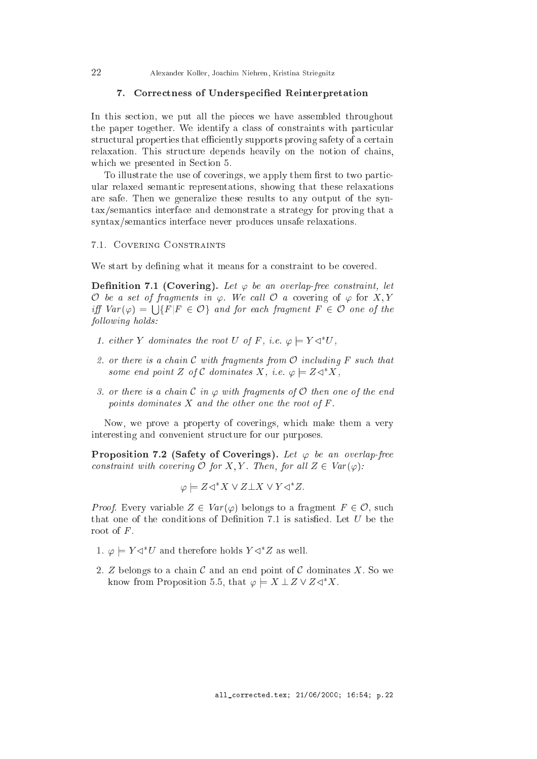## 7. Correctness of Underspecified Reinterpretation

In this section, we put all the pieces we have assembled throughout the paper together. We identify a class of constraints with particular structural properties that efficiently supports proving safety of a certain relaxation. This structure depends heavily on the notion of chains, which we presented in Section 5.

To illustrate the use of coverings, we apply them first to two particular relaxed semantic representations, showing that these relaxations are safe. Then we generalize these results to any output of the syntax/semantics interface and demonstrate a strategy for proving that a syntax/semantics interface never produces unsafe relaxations.

### 7.1. Covering Constraints

We start by defining what it means for a constraint to be covered.

**Definition 7.1 (Covering).** *Let $\varphi$ be an overlap-free constraint, let $\mathcal{O}$ be a set of fragments in $\varphi$. We call $\mathcal{O}$ a* covering of $\varphi$ for $X, Y$ *iff $Var(\varphi) = \bigcup\{F | F \in \mathcal{O}\}$ and for each fragment $F \in \mathcal{O}$ one of the following holds:*

1. *either $Y$ dominates the root $U$ of $F$, i.e. $\varphi \models Y \triangleleft^* U$,*
2. *or there is a chain $\mathcal{C}$ with fragments from $\mathcal{O}$ including $F$ such that some end point $Z$ of $\mathcal{C}$ dominates $X$, i.e. $\varphi \models Z \triangleleft^* X$,*
3. *or there is a chain $\mathcal{C}$ in $\varphi$ with fragments of $\mathcal{O}$ then one of the end points dominates $X$ and the other one the root of $F$.*

Now, we prove a property of coverings, which make them a very interesting and convenient structure for our purposes.

**Proposition 7.2 (Safety of Coverings).** *Let $\varphi$ be an overlap-free constraint with covering $\mathcal{O}$ for $X, Y$. Then, for all $Z \in Var(\varphi)$:*

$$\varphi \models Z \triangleleft^* X \vee Z \bot X \vee Y \triangleleft^* Z.$$

*Proof.* Every variable $Z \in Var(\varphi)$ belongs to a fragment $F \in \mathcal{O}$, such that one of the conditions of Definition 7.1 is satisfied. Let $U$ be the root of $F$.

1. $\varphi \models Y \triangleleft^* U$ and therefore holds $Y \triangleleft^* Z$ as well.
2. $Z$ belongs to a chain $\mathcal{C}$ and an end point of $\mathcal{C}$ dominates $X$. So we know from Proposition 5.5, that $\varphi \models X \bot Z \vee Z \triangleleft^* X$.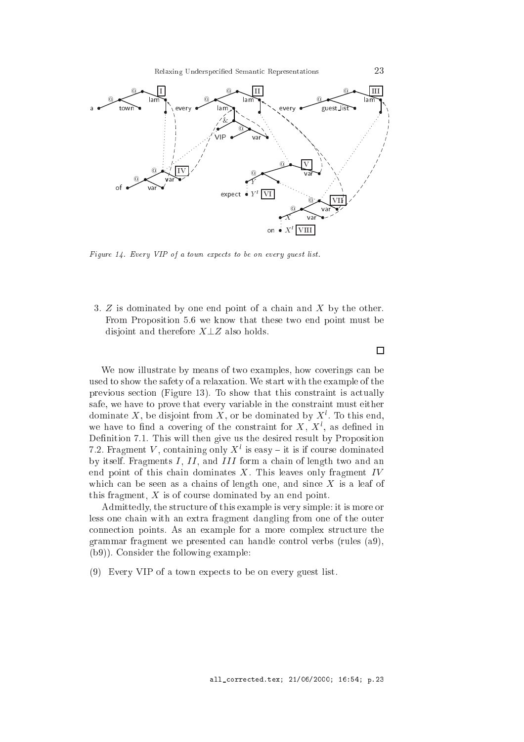*Figure 14. Every VIP of a town expects to be on every guest list.*

3. $Z$ is dominated by one end point of a chain and $X$ by the other. From Proposition 5.6 we know that these two end point must be disjoint and therefore $X \perp Z$ also holds.

□

We now illustrate by means of two examples, how coverings can be used to show the safety of a relaxation. We start with the example of the previous section (Figure 13). To show that this constraint is actually safe, we have to prove that every variable in the constraint must either dominate $X$, be disjoint from $X$, or be dominated by $X^l$. To this end, we have to find a covering of the constraint for $X$, $X^l$, as defined in Definition 7.1. This will then give us the desired result by Proposition 7.2. Fragment $V$, containing only $X^l$ is easy – it is if course dominated by itself. Fragments $I$, $II$, and $III$ form a chain of length two and an end point of this chain dominates $X$. This leaves only fragment $IV$ which can be seen as a chains of length one, and since $X$ is a leaf of this fragment, $X$ is of course dominated by an end point.

Admittedly, the structure of this example is very simple: it is more or less one chain with an extra fragment dangling from one of the outer connection points. As an example for a more complex structure the grammar fragment we presented can handle control verbs (rules (a9), (b9)). Consider the following example:

(9) Every VIP of a town expects to be on every guest list.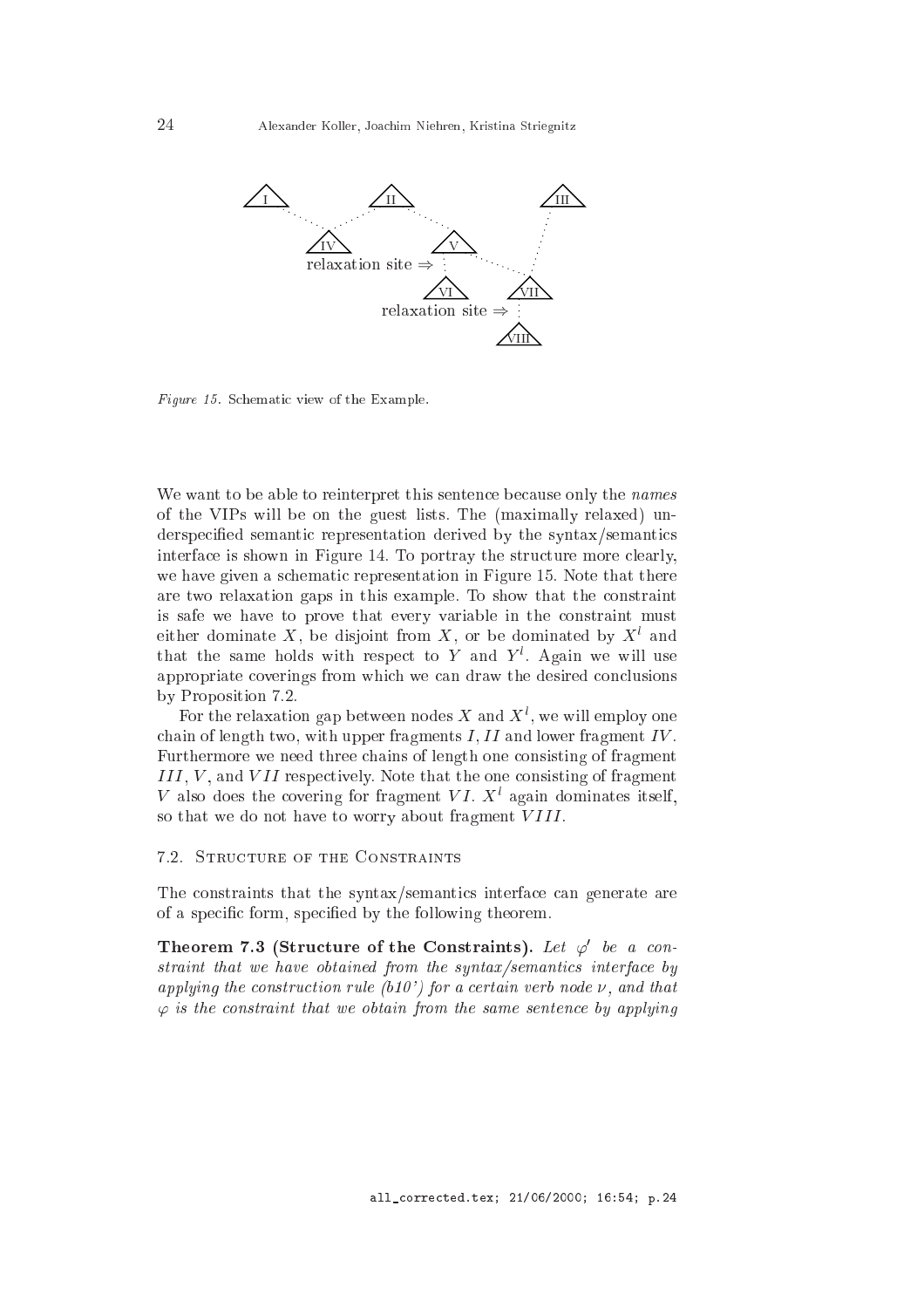*Figure 15.* Schematic view of the Example.

We want to be able to reinterpret this sentence because only the *names* of the VIPs will be on the guest lists. The (maximally relaxed) underspecified semantic representation derived by the syntax/semantics interface is shown in Figure 14. To portray the structure more clearly, we have given a schematic representation in Figure 15. Note that there are two relaxation gaps in this example. To show that the constraint is safe we have to prove that every variable in the constraint must either dominate $X$, be disjoint from $X$, or be dominated by $X^l$ and that the same holds with respect to $Y$ and $Y^l$. Again we will use appropriate coverings from which we can draw the desired conclusions by Proposition 7.2.

For the relaxation gap between nodes $X$ and $X^l$, we will employ one chain of length two, with upper fragments $I, II$ and lower fragment $IV$. Furthermore we need three chains of length one consisting of fragment $III$, $V$, and $VII$ respectively. Note that the one consisting of fragment $V$ also does the covering for fragment $VI$. $X^l$ again dominates itself, so that we do not have to worry about fragment $VIII$.

## 7.2. Structure of the Constraints

The constraints that the syntax/semantics interface can generate are of a specific form, specified by the following theorem.

**Theorem 7.3 (Structure of the Constraints).** *Let $\varphi'$ be a constraint that we have obtained from the syntax/semantics interface by applying the construction rule (b10') for a certain verb node $\nu$, and that $\varphi$ is the constraint that we obtain from the same sentence by applying*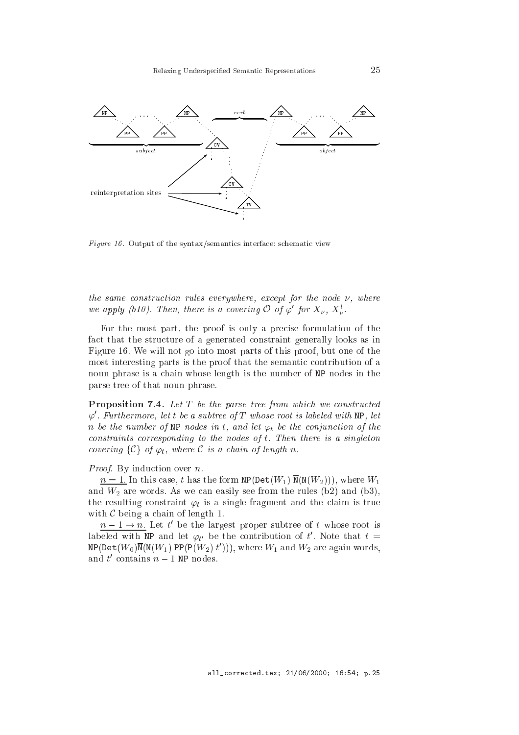Figure 16. Output of the syntax/semantics interface: schematic view

*the same construction rules everywhere, except for the node $\nu$, where we apply (b10). Then, there is a covering $\mathcal{O}$ of $\varphi'$ for $X_\nu$, $X^l_\nu$.*

For the most part, the proof is only a precise formulation of the fact that the structure of a generated constraint generally looks as in Figure 16. We will not go into most parts of this proof, but one of the most interesting parts is the proof that the semantic contribution of a noun phrase is a chain whose length is the number of NP nodes in the parse tree of that noun phrase.

**Proposition 7.4.** *Let $T$ be the parse tree from which we constructed $\varphi'$. Furthermore, let $t$ be a subtree of $T$ whose root is labeled with* NP*, let $n$ be the number of* NP *nodes in $t$, and let $\varphi_t$ be the conjunction of the constraints corresponding to the nodes of $t$. Then there is a singleton covering $\{\mathcal{C}\}$ of $\varphi_t$, where $\mathcal{C}$ is a chain of length $n$.*

*Proof*. By induction over $n$.

$\underline{n = 1.}$ In this case, $t$ has the form $\mathtt{NP}(\mathtt{Det}(W_1)\ \overline{\mathtt{N}}(\mathtt{N}(W_2)))$, where $W_1$ and $W_2$ are words. As we can easily see from the rules (b2) and (b3), the resulting constraint $\varphi_t$ is a single fragment and the claim is true with $\mathcal{C}$ being a chain of length 1.

$\underline{n - 1 \to n.}$ Let $t'$ be the largest proper subtree of $t$ whose root is labeled with NP and let $\varphi_{t'}$ be the contribution of $t'$. Note that $t = \mathtt{NP}(\mathtt{Det}(W_0)\overline{\mathtt{N}}(\mathtt{N}(W_1)\ \mathtt{PP}(\mathtt{P}(W_2)\ t')))$, where $W_1$ and $W_2$ are again words, and $t'$ contains $n - 1$ NP nodes.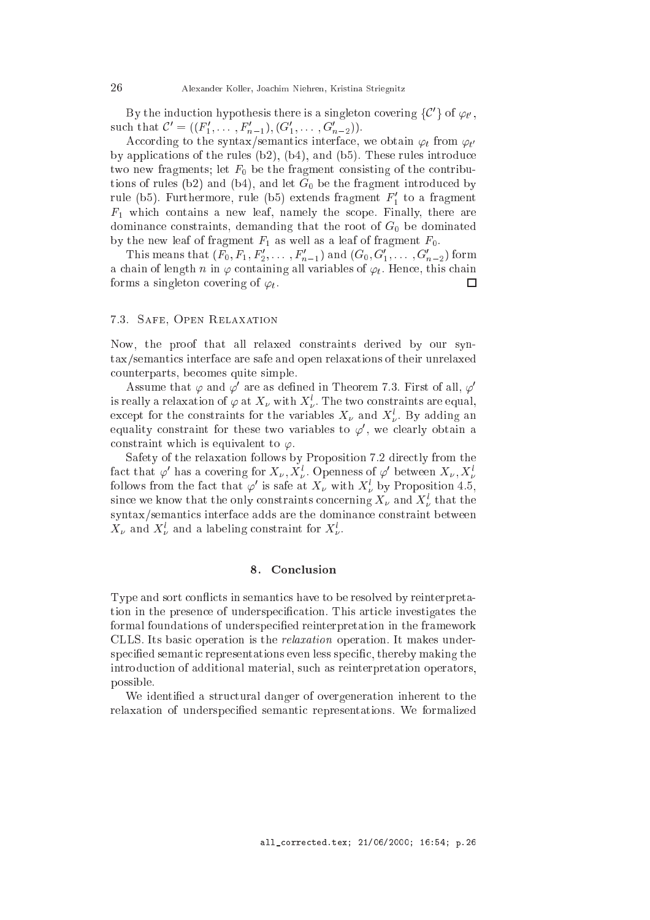By the induction hypothesis there is a singleton covering $\{\mathcal{C}'\}$ of $\varphi_{t'}$, such that $\mathcal{C}' = ((F'_1, \ldots, F'_{n-1}), (G'_1, \ldots, G'_{n-2}))$.

According to the syntax/semantics interface, we obtain $\varphi_t$ from $\varphi_{t'}$ by applications of the rules (b2), (b4), and (b5). These rules introduce two new fragments; let $F_0$ be the fragment consisting of the contributions of rules (b2) and (b4), and let $G_0$ be the fragment introduced by rule (b5). Furthermore, rule (b5) extends fragment $F'_1$ to a fragment $F_1$ which contains a new leaf, namely the scope. Finally, there are dominance constraints, demanding that the root of $G_0$ be dominated by the new leaf of fragment $F_1$ as well as a leaf of fragment $F_0$.

This means that $(F_0, F_1, F'_2, \ldots, F'_{n-1})$ and $(G_0, G'_1, \ldots, G'_{n-2})$ form a chain of length $n$ in $\varphi$ containing all variables of $\varphi_t$. Hence, this chain forms a singleton covering of $\varphi_t$. □

### 7.3. Safe, Open Relaxation

Now, the proof that all relaxed constraints derived by our syntax/semantics interface are safe and open relaxations of their unrelaxed counterparts, becomes quite simple.

Assume that $\varphi$ and $\varphi'$ are as defined in Theorem 7.3. First of all, $\varphi'$ is really a relaxation of $\varphi$ at $X_\nu$ with $X^l_\nu$. The two constraints are equal, except for the constraints for the variables $X_\nu$ and $X^l_\nu$. By adding an equality constraint for these two variables to $\varphi'$, we clearly obtain a constraint which is equivalent to $\varphi$.

Safety of the relaxation follows by Proposition 7.2 directly from the fact that $\varphi'$ has a covering for $X_\nu, X^l_\nu$. Openness of $\varphi'$ between $X_\nu, X^l_\nu$ follows from the fact that $\varphi'$ is safe at $X_\nu$ with $X^l_\nu$ by Proposition 4.5, since we know that the only constraints concerning $X_\nu$ and $X^l_\nu$ that the syntax/semantics interface adds are the dominance constraint between $X_\nu$ and $X^l_\nu$ and a labeling constraint for $X^l_\nu$.

## 8. Conclusion

Type and sort conflicts in semantics have to be resolved by reinterpretation in the presence of underspecification. This article investigates the formal foundations of underspecified reinterpretation in the framework CLLS. Its basic operation is the *relaxation* operation. It makes underspecified semantic representations even less specific, thereby making the introduction of additional material, such as reinterpretation operators, possible.

We identified a structural danger of overgeneration inherent to the relaxation of underspecified semantic representations. We formalized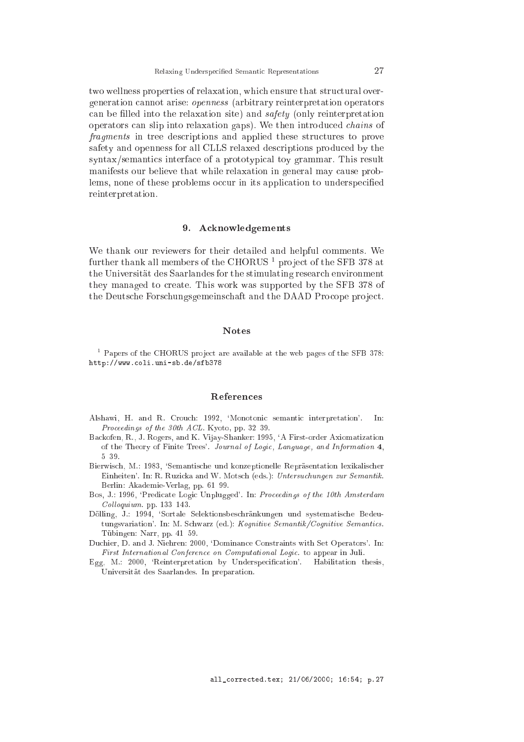two wellness properties of relaxation, which ensure that structural overgeneration cannot arise: *openness* (arbitrary reinterpretation operators can be filled into the relaxation site) and *safety* (only reinterpretation operators can slip into relaxation gaps). We then introduced *chains* of *fragments* in tree descriptions and applied these structures to prove safety and openness for all CLLS relaxed descriptions produced by the syntax/semantics interface of a prototypical toy grammar. This result manifests our believe that while relaxation in general may cause problems, none of these problems occur in its application to underspecified reinterpretation.

## 9. Acknowledgements

We thank our reviewers for their detailed and helpful comments. We further thank all members of the CHORUS [1] project of the SFB 378 at the Universität des Saarlandes for the stimulating research environment they managed to create. This work was supported by the SFB 378 of the Deutsche Forschungsgemeinschaft and the DAAD Procope project.

## Notes

[1] Papers of the CHORUS project are available at the web pages of the SFB 378: http://www.coli.uni-sb.de/sfb378

## References

Alshawi, H. and R. Crouch: 1992, 'Monotonic semantic interpretation'. In: *Proceedings of the 30th ACL*. Kyoto, pp. 32 39.

Backofen, R., J. Rogers, and K. Vijay-Shanker: 1995, 'A First-order Axiomatization of the Theory of Finite Trees'. *Journal of Logic, Language, and Information* **4**, 5 39.

Bierwisch, M.: 1983, 'Semantische und konzeptionelle Repräsentation lexikalischer Einheiten'. In: R. Ruzicka and W. Motsch (eds.): *Untersuchungen zur Semantik*. Berlin: Akademie-Verlag, pp. 61 99.

Bos, J.: 1996, 'Predicate Logic Unplugged'. In: *Proceedings of the 10th Amsterdam Colloquium*. pp. 133 143.

Dölling, J.: 1994, 'Sortale Selektionsbeschränkungen und systematische Bedeutungsvariation'. In: M. Schwarz (ed.): *Kognitive Semantik/Cognitive Semantics*. Tübingen: Narr, pp. 41 59.

Duchier, D. and J. Niehren: 2000, 'Dominance Constraints with Set Operators'. In: *First International Conference on Computational Logic*. to appear in Juli.

Egg, M.: 2000, 'Reinterpretation by Underspecification'. Habilitation thesis, Universität des Saarlandes. In preparation.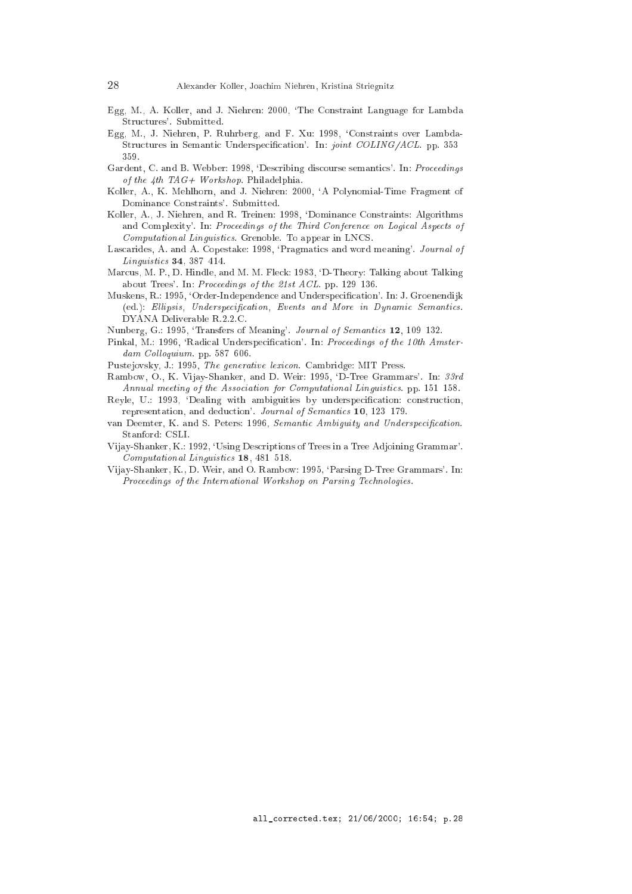Egg, M., A. Koller, and J. Niehren: 2000, 'The Constraint Language for Lambda Structures'. Submitted.

Egg, M., J. Niehren, P. Ruhrberg, and F. Xu: 1998, 'Constraints over Lambda-Structures in Semantic Underspecification'. In: *joint COLING/ACL*. pp. 353 359.

Gardent, C. and B. Webber: 1998, 'Describing discourse semantics'. In: *Proceedings of the 4th TAG+ Workshop*. Philadelphia.

Koller, A., K. Mehlhorn, and J. Niehren: 2000, 'A Polynomial-Time Fragment of Dominance Constraints'. Submitted.

Koller, A., J. Niehren, and R. Treinen: 1998, 'Dominance Constraints: Algorithms and Complexity'. In: *Proceedings of the Third Conference on Logical Aspects of Computational Linguistics*. Grenoble. To appear in LNCS.

Lascarides, A. and A. Copestake: 1998, 'Pragmatics and word meaning'. *Journal of Linguistics* **34**, 387 414.

Marcus, M. P., D. Hindle, and M. M. Fleck: 1983, 'D-Theory: Talking about Talking about Trees'. In: *Proceedings of the 21st ACL*. pp. 129 136.

Muskens, R.: 1995, 'Order-Independence and Underspecification'. In: J. Groenendijk (ed.): *Ellipsis, Underspecification, Events and More in Dynamic Semantics*. DYANA Deliverable R.2.2.C.

Nunberg, G.: 1995, 'Transfers of Meaning'. *Journal of Semantics* **12**, 109 132.

Pinkal, M.: 1996, 'Radical Underspecification'. In: *Proceedings of the 10th Amsterdam Colloquium*. pp. 587 606.

Pustejovsky, J.: 1995, *The generative lexicon*. Cambridge: MIT Press.

Rambow, O., K. Vijay-Shanker, and D. Weir: 1995, 'D-Tree Grammars'. In: *33rd Annual meeting of the Association for Computational Linguistics*. pp. 151 158.

Reyle, U.: 1993, 'Dealing with ambiguities by underspecification: construction, representation, and deduction'. *Journal of Semantics* **10**, 123 179.

van Deemter, K. and S. Peters: 1996, *Semantic Ambiguity and Underspecification*. Stanford: CSLI.

Vijay-Shanker, K.: 1992, 'Using Descriptions of Trees in a Tree Adjoining Grammar'. *Computational Linguistics* **18**, 481 518.

Vijay-Shanker, K., D. Weir, and O. Rambow: 1995, 'Parsing D-Tree Grammars'. In: *Proceedings of the International Workshop on Parsing Technologies*.